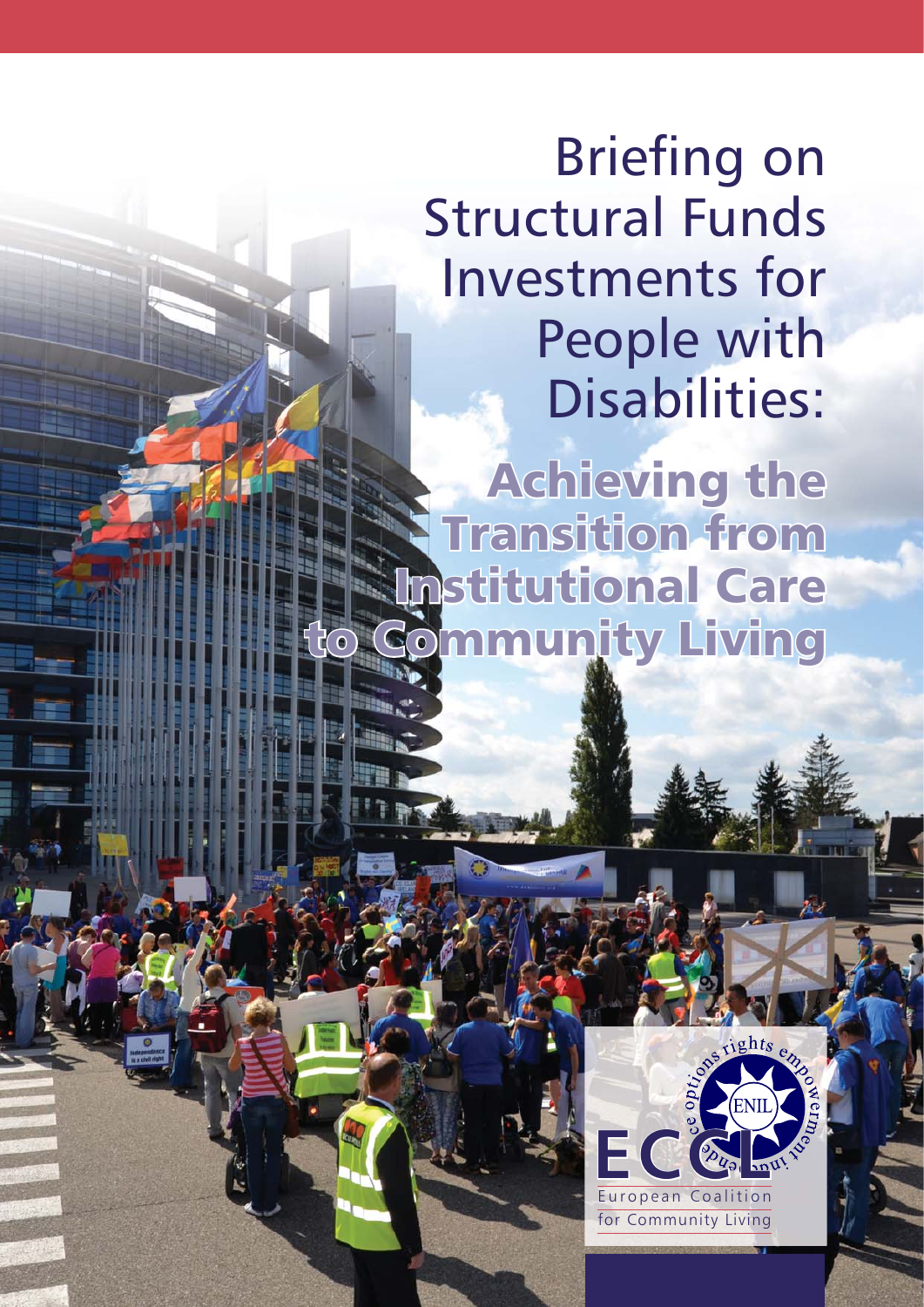# Briefing on Structural Funds Investments for People with Disabilities:

## Achieving the Transition from Institutional Care to Community Living

ECCL

European Coalition for Community Living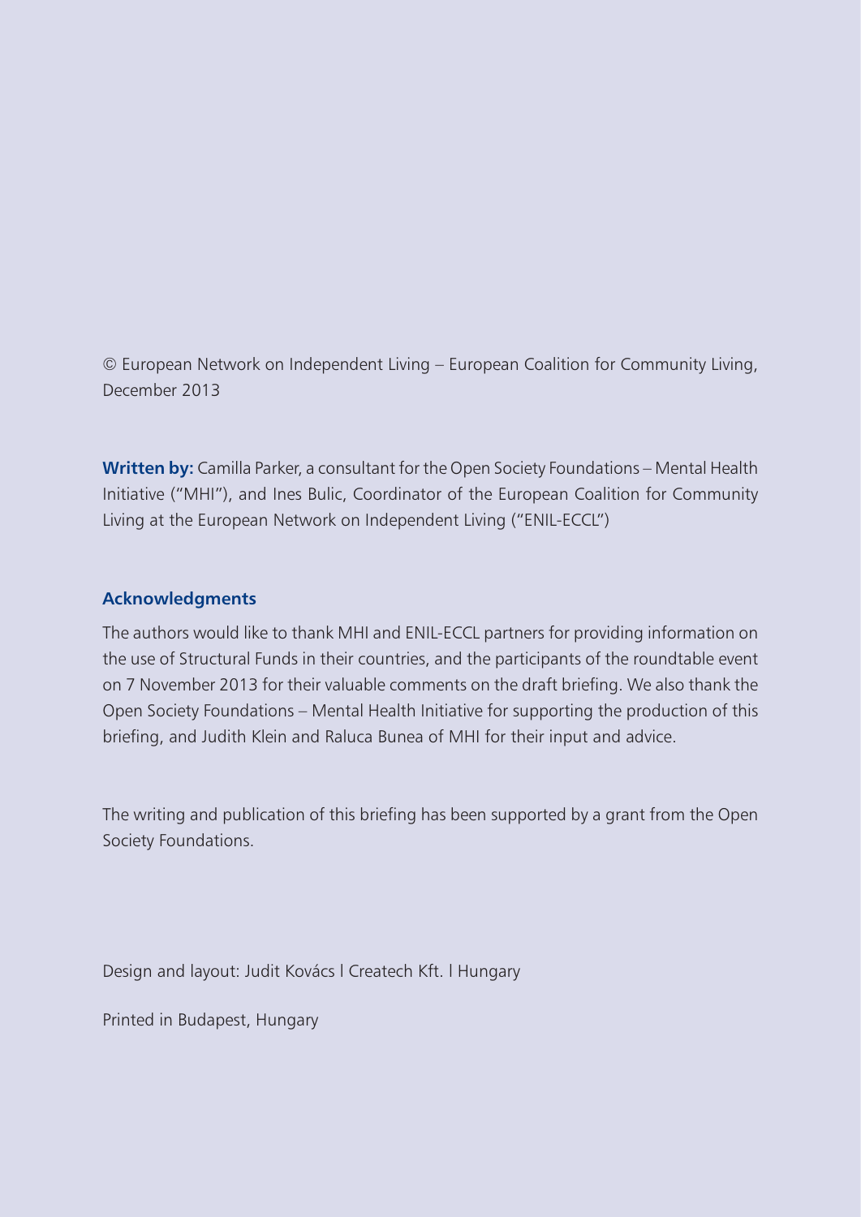© European Network on Independent Living – European Coalition for Community Living, December 2013

**Written by:** Camilla Parker, a consultant for the Open Society Foundations – Mental Health Initiative ("MHI"), and Ines Bulic, Coordinator of the European Coalition for Community Living at the European Network on Independent Living ("ENIL-ECCL")

**Acknowledgments**

The authors would like to thank MHI and ENIL-ECCL partners for providing information on the use of Structural Funds in their countries, and the participants of the roundtable event on 7 November 2013 for their valuable comments on the draft briefing. We also thank the Open Society Foundations – Mental Health Initiative for supporting the production of this briefing, and Judith Klein and Raluca Bunea of MHI for their input and advice.

The writing and publication of this briefing has been supported by a grant from the Open Society Foundations.

Design and layout: Judit Kovács | Createch Kft. | Hungary

Printed in Budapest, Hungary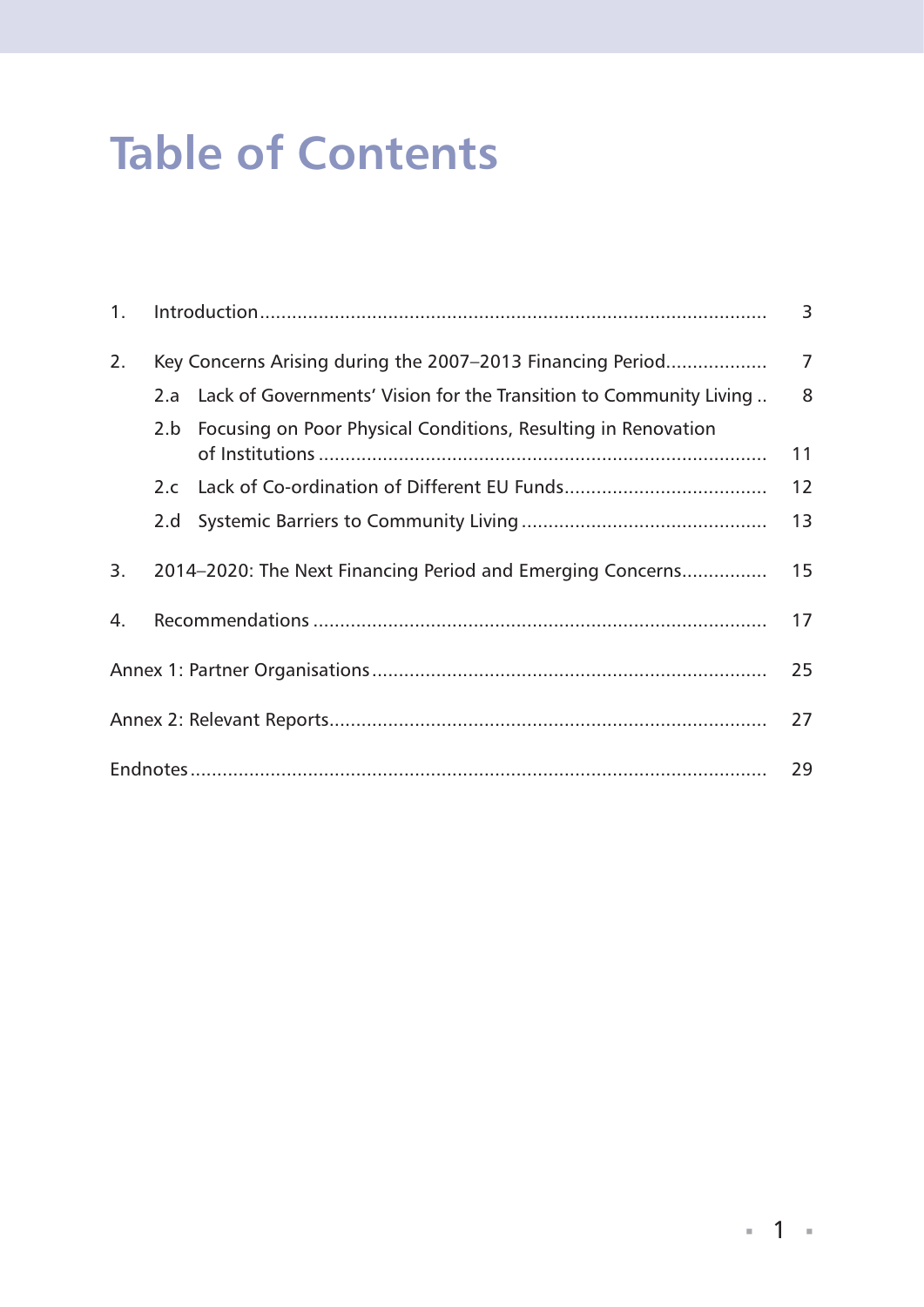# Table of Contents

1. Introduction .......... 3
2. Key Concerns Arising during the 2007–2013 Financing Period .......... 7
   - 2.a Lack of Governments' Vision for the Transition to Community Living .......... 8
   - 2.b Focusing on Poor Physical Conditions, Resulting in Renovation of Institutions .......... 11
   - 2.c Lack of Co-ordination of Different EU Funds .......... 12
   - 2.d Systemic Barriers to Community Living .......... 13
3. 2014–2020: The Next Financing Period and Emerging Concerns .......... 15
4. Recommendations .......... 17

Annex 1: Partner Organisations .......... 25

Annex 2: Relevant Reports .......... 27

Endnotes .......... 29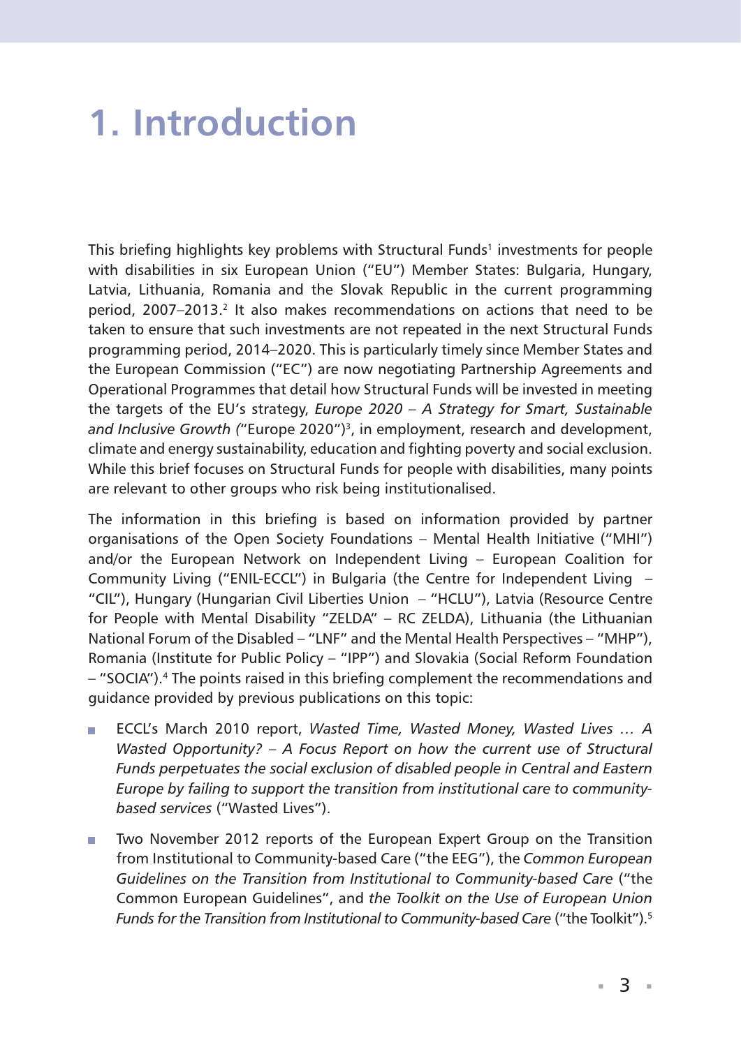# 1. Introduction

This briefing highlights key problems with Structural Funds[1] investments for people with disabilities in six European Union ("EU") Member States: Bulgaria, Hungary, Latvia, Lithuania, Romania and the Slovak Republic in the current programming period, 2007–2013.[2] It also makes recommendations on actions that need to be taken to ensure that such investments are not repeated in the next Structural Funds programming period, 2014–2020. This is particularly timely since Member States and the European Commission ("EC") are now negotiating Partnership Agreements and Operational Programmes that detail how Structural Funds will be invested in meeting the targets of the EU's strategy, *Europe 2020 – A Strategy for Smart, Sustainable and Inclusive Growth* ("Europe 2020")[3], in employment, research and development, climate and energy sustainability, education and fighting poverty and social exclusion. While this brief focuses on Structural Funds for people with disabilities, many points are relevant to other groups who risk being institutionalised.

The information in this briefing is based on information provided by partner organisations of the Open Society Foundations – Mental Health Initiative ("MHI") and/or the European Network on Independent Living – European Coalition for Community Living ("ENIL-ECCL") in Bulgaria (the Centre for Independent Living – "CIL"), Hungary (Hungarian Civil Liberties Union – "HCLU"), Latvia (Resource Centre for People with Mental Disability "ZELDA" – RC ZELDA), Lithuania (the Lithuanian National Forum of the Disabled – "LNF" and the Mental Health Perspectives – "MHP"), Romania (Institute for Public Policy – "IPP") and Slovakia (Social Reform Foundation – "SOCIA").[4] The points raised in this briefing complement the recommendations and guidance provided by previous publications on this topic:

- ECCL's March 2010 report, *Wasted Time, Wasted Money, Wasted Lives … A Wasted Opportunity? – A Focus Report on how the current use of Structural Funds perpetuates the social exclusion of disabled people in Central and Eastern Europe by failing to support the transition from institutional care to community-based services* ("Wasted Lives").
- Two November 2012 reports of the European Expert Group on the Transition from Institutional to Community-based Care ("the EEG"), the *Common European Guidelines on the Transition from Institutional to Community-based Care* ("the Common European Guidelines", and *the Toolkit on the Use of European Union Funds for the Transition from Institutional to Community-based Care* ("the Toolkit").[5]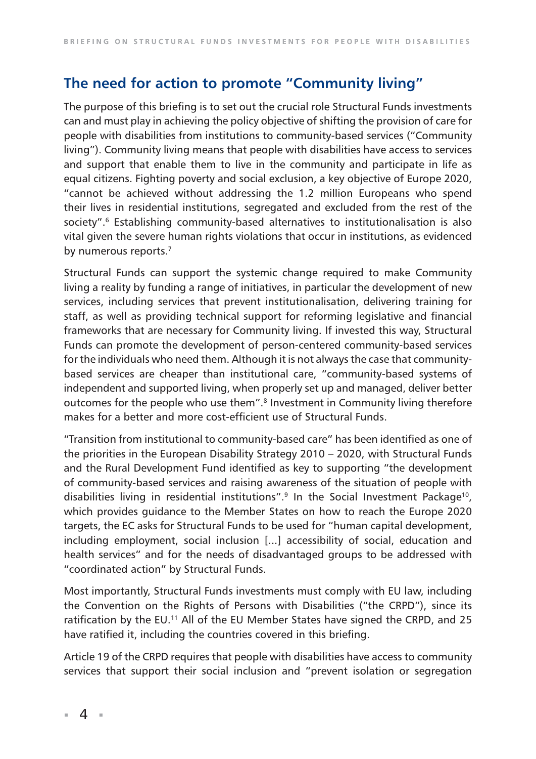## The need for action to promote "Community living"

The purpose of this briefing is to set out the crucial role Structural Funds investments can and must play in achieving the policy objective of shifting the provision of care for people with disabilities from institutions to community-based services ("Community living"). Community living means that people with disabilities have access to services and support that enable them to live in the community and participate in life as equal citizens. Fighting poverty and social exclusion, a key objective of Europe 2020, "cannot be achieved without addressing the 1.2 million Europeans who spend their lives in residential institutions, segregated and excluded from the rest of the society".[6] Establishing community-based alternatives to institutionalisation is also vital given the severe human rights violations that occur in institutions, as evidenced by numerous reports.[7]

Structural Funds can support the systemic change required to make Community living a reality by funding a range of initiatives, in particular the development of new services, including services that prevent institutionalisation, delivering training for staff, as well as providing technical support for reforming legislative and financial frameworks that are necessary for Community living. If invested this way, Structural Funds can promote the development of person-centered community-based services for the individuals who need them. Although it is not always the case that community-based services are cheaper than institutional care, "community-based systems of independent and supported living, when properly set up and managed, deliver better outcomes for the people who use them".[8] Investment in Community living therefore makes for a better and more cost-efficient use of Structural Funds.

"Transition from institutional to community-based care" has been identified as one of the priorities in the European Disability Strategy 2010 – 2020, with Structural Funds and the Rural Development Fund identified as key to supporting "the development of community-based services and raising awareness of the situation of people with disabilities living in residential institutions".[9] In the Social Investment Package[10], which provides guidance to the Member States on how to reach the Europe 2020 targets, the EC asks for Structural Funds to be used for "human capital development, including employment, social inclusion [...] accessibility of social, education and health services" and for the needs of disadvantaged groups to be addressed with "coordinated action" by Structural Funds.

Most importantly, Structural Funds investments must comply with EU law, including the Convention on the Rights of Persons with Disabilities ("the CRPD"), since its ratification by the EU.[11] All of the EU Member States have signed the CRPD, and 25 have ratified it, including the countries covered in this briefing.

Article 19 of the CRPD requires that people with disabilities have access to community services that support their social inclusion and "prevent isolation or segregation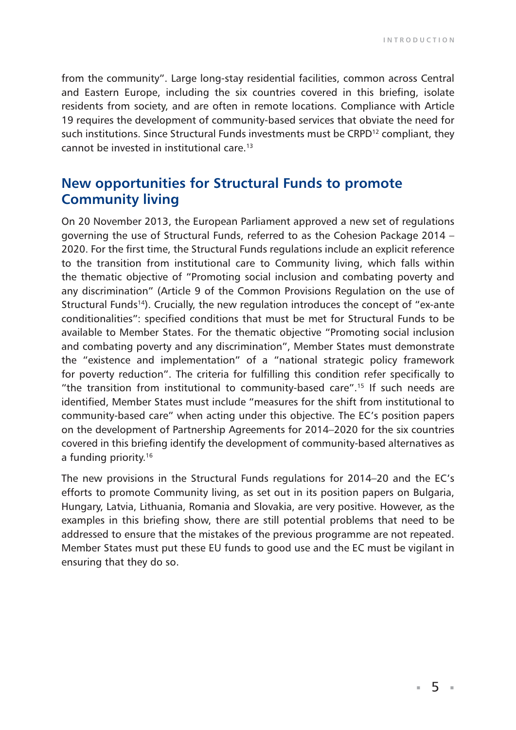from the community". Large long-stay residential facilities, common across Central and Eastern Europe, including the six countries covered in this briefing, isolate residents from society, and are often in remote locations. Compliance with Article 19 requires the development of community-based services that obviate the need for such institutions. Since Structural Funds investments must be CRPD[12] compliant, they cannot be invested in institutional care.[13]

## New opportunities for Structural Funds to promote Community living

On 20 November 2013, the European Parliament approved a new set of regulations governing the use of Structural Funds, referred to as the Cohesion Package 2014 – 2020. For the first time, the Structural Funds regulations include an explicit reference to the transition from institutional care to Community living, which falls within the thematic objective of "Promoting social inclusion and combating poverty and any discrimination" (Article 9 of the Common Provisions Regulation on the use of Structural Funds[14]). Crucially, the new regulation introduces the concept of "ex-ante conditionalities": specified conditions that must be met for Structural Funds to be available to Member States. For the thematic objective "Promoting social inclusion and combating poverty and any discrimination", Member States must demonstrate the "existence and implementation" of a "national strategic policy framework for poverty reduction". The criteria for fulfilling this condition refer specifically to "the transition from institutional to community-based care".[15] If such needs are identified, Member States must include "measures for the shift from institutional to community-based care" when acting under this objective. The EC's position papers on the development of Partnership Agreements for 2014–2020 for the six countries covered in this briefing identify the development of community-based alternatives as a funding priority.[16]

The new provisions in the Structural Funds regulations for 2014–20 and the EC's efforts to promote Community living, as set out in its position papers on Bulgaria, Hungary, Latvia, Lithuania, Romania and Slovakia, are very positive. However, as the examples in this briefing show, there are still potential problems that need to be addressed to ensure that the mistakes of the previous programme are not repeated. Member States must put these EU funds to good use and the EC must be vigilant in ensuring that they do so.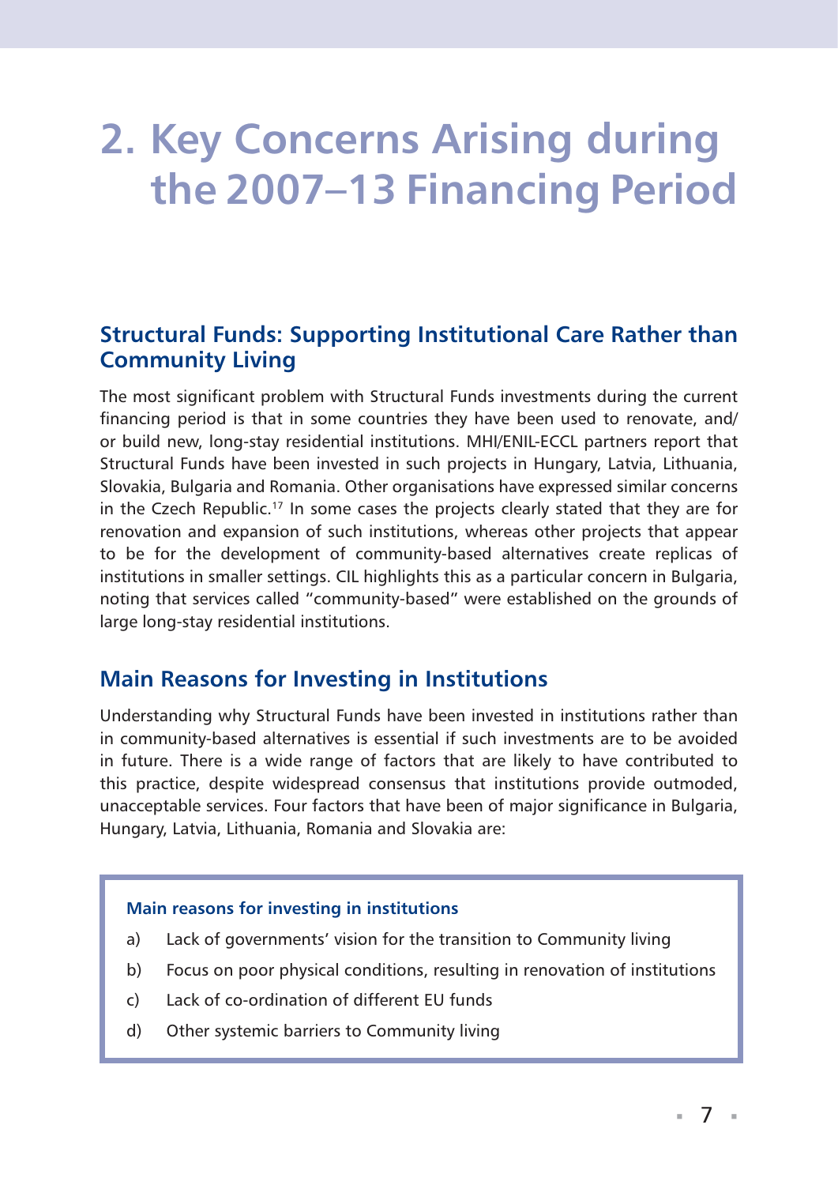# 2. Key Concerns Arising during the 2007–13 Financing Period

## Structural Funds: Supporting Institutional Care Rather than Community Living

The most significant problem with Structural Funds investments during the current financing period is that in some countries they have been used to renovate, and/or build new, long-stay residential institutions. MHI/ENIL-ECCL partners report that Structural Funds have been invested in such projects in Hungary, Latvia, Lithuania, Slovakia, Bulgaria and Romania. Other organisations have expressed similar concerns in the Czech Republic.[17] In some cases the projects clearly stated that they are for renovation and expansion of such institutions, whereas other projects that appear to be for the development of community-based alternatives create replicas of institutions in smaller settings. CIL highlights this as a particular concern in Bulgaria, noting that services called "community-based" were established on the grounds of large long-stay residential institutions.

## Main Reasons for Investing in Institutions

Understanding why Structural Funds have been invested in institutions rather than in community-based alternatives is essential if such investments are to be avoided in future. There is a wide range of factors that are likely to have contributed to this practice, despite widespread consensus that institutions provide outmoded, unacceptable services. Four factors that have been of major significance in Bulgaria, Hungary, Latvia, Lithuania, Romania and Slovakia are:

**Main reasons for investing in institutions**

a) Lack of governments' vision for the transition to Community living

b) Focus on poor physical conditions, resulting in renovation of institutions

c) Lack of co-ordination of different EU funds

d) Other systemic barriers to Community living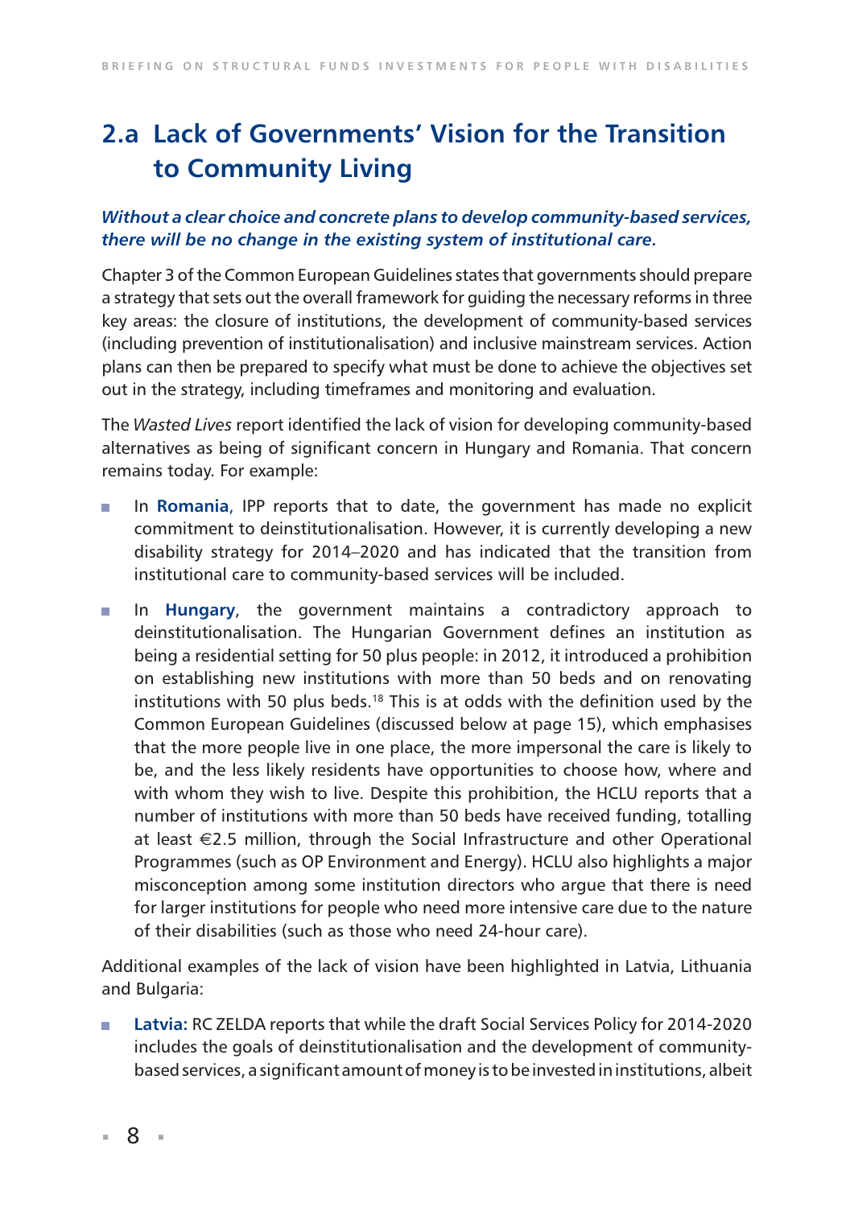## 2.a Lack of Governments' Vision for the Transition to Community Living

***Without a clear choice and concrete plans to develop community-based services, there will be no change in the existing system of institutional care.***

Chapter 3 of the Common European Guidelines states that governments should prepare a strategy that sets out the overall framework for guiding the necessary reforms in three key areas: the closure of institutions, the development of community-based services (including prevention of institutionalisation) and inclusive mainstream services. Action plans can then be prepared to specify what must be done to achieve the objectives set out in the strategy, including timeframes and monitoring and evaluation.

The *Wasted Lives* report identified the lack of vision for developing community-based alternatives as being of significant concern in Hungary and Romania. That concern remains today. For example:

- In **Romania**, IPP reports that to date, the government has made no explicit commitment to deinstitutionalisation. However, it is currently developing a new disability strategy for 2014–2020 and has indicated that the transition from institutional care to community-based services will be included.
- In **Hungary**, the government maintains a contradictory approach to deinstitutionalisation. The Hungarian Government defines an institution as being a residential setting for 50 plus people: in 2012, it introduced a prohibition on establishing new institutions with more than 50 beds and on renovating institutions with 50 plus beds.[18] This is at odds with the definition used by the Common European Guidelines (discussed below at page 15), which emphasises that the more people live in one place, the more impersonal the care is likely to be, and the less likely residents have opportunities to choose how, where and with whom they wish to live. Despite this prohibition, the HCLU reports that a number of institutions with more than 50 beds have received funding, totalling at least €2.5 million, through the Social Infrastructure and other Operational Programmes (such as OP Environment and Energy). HCLU also highlights a major misconception among some institution directors who argue that there is need for larger institutions for people who need more intensive care due to the nature of their disabilities (such as those who need 24-hour care).

Additional examples of the lack of vision have been highlighted in Latvia, Lithuania and Bulgaria:

- **Latvia:** RC ZELDA reports that while the draft Social Services Policy for 2014-2020 includes the goals of deinstitutionalisation and the development of community-based services, a significant amount of money is to be invested in institutions, albeit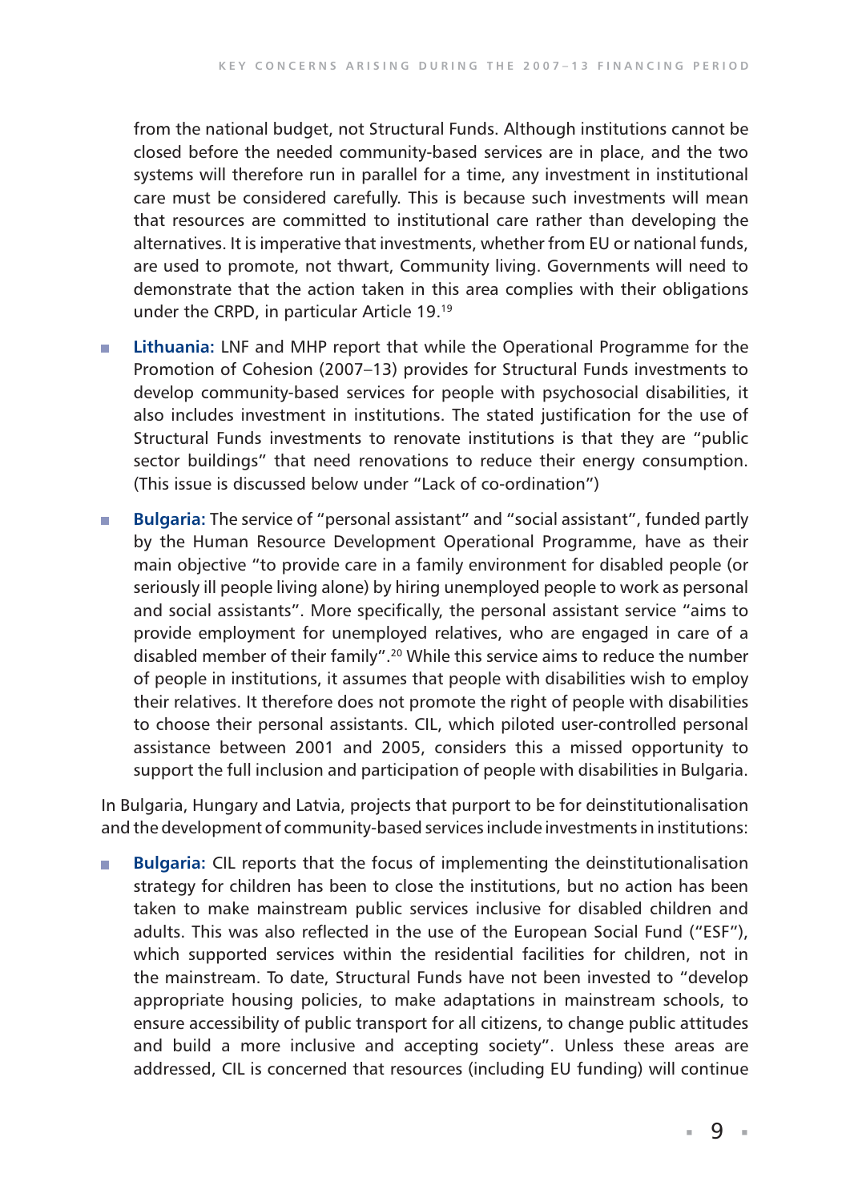from the national budget, not Structural Funds. Although institutions cannot be closed before the needed community-based services are in place, and the two systems will therefore run in parallel for a time, any investment in institutional care must be considered carefully. This is because such investments will mean that resources are committed to institutional care rather than developing the alternatives. It is imperative that investments, whether from EU or national funds, are used to promote, not thwart, Community living. Governments will need to demonstrate that the action taken in this area complies with their obligations under the CRPD, in particular Article 19.[19]

- **Lithuania:** LNF and MHP report that while the Operational Programme for the Promotion of Cohesion (2007–13) provides for Structural Funds investments to develop community-based services for people with psychosocial disabilities, it also includes investment in institutions. The stated justification for the use of Structural Funds investments to renovate institutions is that they are "public sector buildings" that need renovations to reduce their energy consumption. (This issue is discussed below under "Lack of co-ordination")

- **Bulgaria:** The service of "personal assistant" and "social assistant", funded partly by the Human Resource Development Operational Programme, have as their main objective "to provide care in a family environment for disabled people (or seriously ill people living alone) by hiring unemployed people to work as personal and social assistants". More specifically, the personal assistant service "aims to provide employment for unemployed relatives, who are engaged in care of a disabled member of their family".[20] While this service aims to reduce the number of people in institutions, it assumes that people with disabilities wish to employ their relatives. It therefore does not promote the right of people with disabilities to choose their personal assistants. CIL, which piloted user-controlled personal assistance between 2001 and 2005, considers this a missed opportunity to support the full inclusion and participation of people with disabilities in Bulgaria.

In Bulgaria, Hungary and Latvia, projects that purport to be for deinstitutionalisation and the development of community-based services include investments in institutions:

- **Bulgaria:** CIL reports that the focus of implementing the deinstitutionalisation strategy for children has been to close the institutions, but no action has been taken to make mainstream public services inclusive for disabled children and adults. This was also reflected in the use of the European Social Fund ("ESF"), which supported services within the residential facilities for children, not in the mainstream. To date, Structural Funds have not been invested to "develop appropriate housing policies, to make adaptations in mainstream schools, to ensure accessibility of public transport for all citizens, to change public attitudes and build a more inclusive and accepting society". Unless these areas are addressed, CIL is concerned that resources (including EU funding) will continue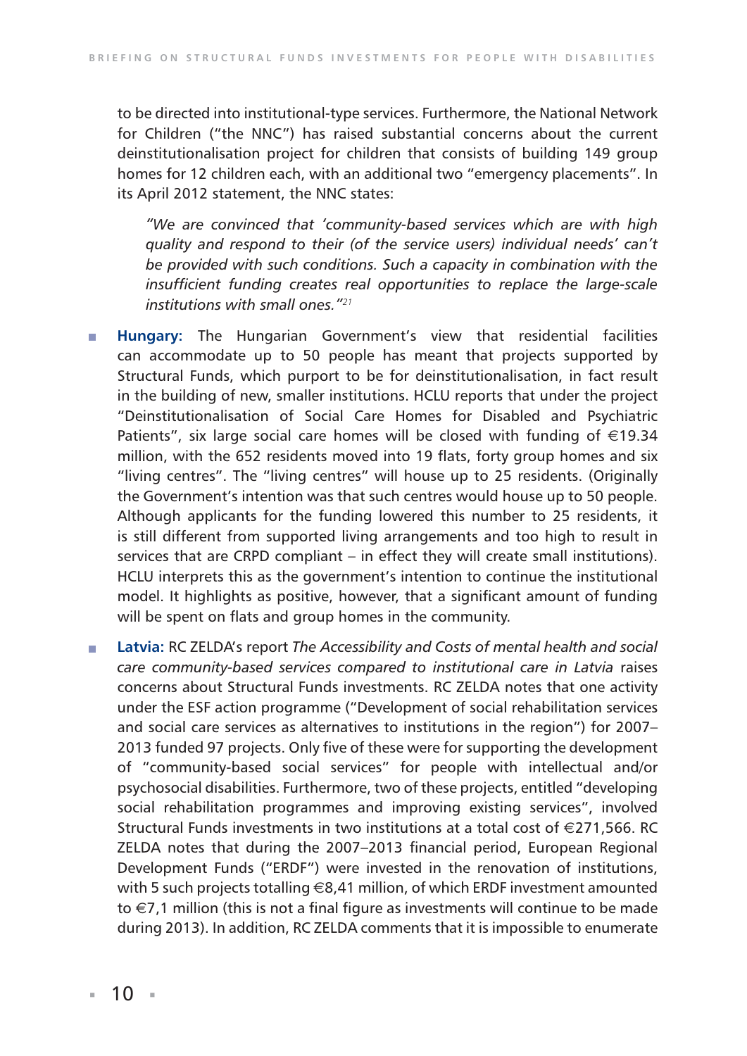to be directed into institutional-type services. Furthermore, the National Network for Children ("the NNC") has raised substantial concerns about the current deinstitutionalisation project for children that consists of building 149 group homes for 12 children each, with an additional two "emergency placements". In its April 2012 statement, the NNC states:

> *"We are convinced that 'community-based services which are with high quality and respond to their (of the service users) individual needs' can't be provided with such conditions. Such a capacity in combination with the insufficient funding creates real opportunities to replace the large-scale institutions with small ones."*[21]

- **Hungary:** The Hungarian Government's view that residential facilities can accommodate up to 50 people has meant that projects supported by Structural Funds, which purport to be for deinstitutionalisation, in fact result in the building of new, smaller institutions. HCLU reports that under the project "Deinstitutionalisation of Social Care Homes for Disabled and Psychiatric Patients", six large social care homes will be closed with funding of €19.34 million, with the 652 residents moved into 19 flats, forty group homes and six "living centres". The "living centres" will house up to 25 residents. (Originally the Government's intention was that such centres would house up to 50 people. Although applicants for the funding lowered this number to 25 residents, it is still different from supported living arrangements and too high to result in services that are CRPD compliant – in effect they will create small institutions). HCLU interprets this as the government's intention to continue the institutional model. It highlights as positive, however, that a significant amount of funding will be spent on flats and group homes in the community.

- **Latvia:** RC ZELDA's report *The Accessibility and Costs of mental health and social care community-based services compared to institutional care in Latvia* raises concerns about Structural Funds investments. RC ZELDA notes that one activity under the ESF action programme ("Development of social rehabilitation services and social care services as alternatives to institutions in the region") for 2007–2013 funded 97 projects. Only five of these were for supporting the development of "community-based social services" for people with intellectual and/or psychosocial disabilities. Furthermore, two of these projects, entitled "developing social rehabilitation programmes and improving existing services", involved Structural Funds investments in two institutions at a total cost of €271,566. RC ZELDA notes that during the 2007–2013 financial period, European Regional Development Funds ("ERDF") were invested in the renovation of institutions, with 5 such projects totalling €8,41 million, of which ERDF investment amounted to €7,1 million (this is not a final figure as investments will continue to be made during 2013). In addition, RC ZELDA comments that it is impossible to enumerate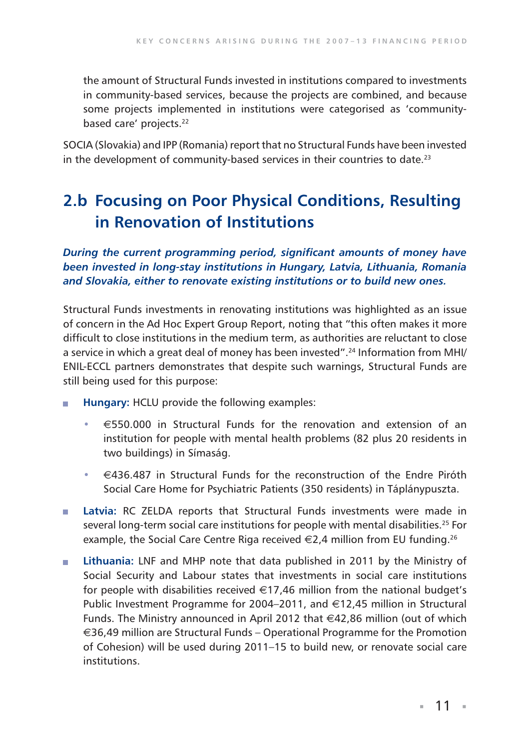the amount of Structural Funds invested in institutions compared to investments in community-based services, because the projects are combined, and because some projects implemented in institutions were categorised as 'community-based care' projects.[22]

SOCIA (Slovakia) and IPP (Romania) report that no Structural Funds have been invested in the development of community-based services in their countries to date.[23]

## 2.b Focusing on Poor Physical Conditions, Resulting in Renovation of Institutions

***During the current programming period, significant amounts of money have been invested in long-stay institutions in Hungary, Latvia, Lithuania, Romania and Slovakia, either to renovate existing institutions or to build new ones.***

Structural Funds investments in renovating institutions was highlighted as an issue of concern in the Ad Hoc Expert Group Report, noting that "this often makes it more difficult to close institutions in the medium term, as authorities are reluctant to close a service in which a great deal of money has been invested".[24] Information from MHI/ENIL-ECCL partners demonstrates that despite such warnings, Structural Funds are still being used for this purpose:

- **Hungary:** HCLU provide the following examples:
  - €550.000 in Structural Funds for the renovation and extension of an institution for people with mental health problems (82 plus 20 residents in two buildings) in Símaság.
  - €436.487 in Structural Funds for the reconstruction of the Endre Piróth Social Care Home for Psychiatric Patients (350 residents) in Táplánypuszta.
- **Latvia:** RC ZELDA reports that Structural Funds investments were made in several long-term social care institutions for people with mental disabilities.[25] For example, the Social Care Centre Riga received €2,4 million from EU funding.[26]
- **Lithuania:** LNF and MHP note that data published in 2011 by the Ministry of Social Security and Labour states that investments in social care institutions for people with disabilities received €17,46 million from the national budget's Public Investment Programme for 2004–2011, and €12,45 million in Structural Funds. The Ministry announced in April 2012 that €42,86 million (out of which €36,49 million are Structural Funds – Operational Programme for the Promotion of Cohesion) will be used during 2011–15 to build new, or renovate social care institutions.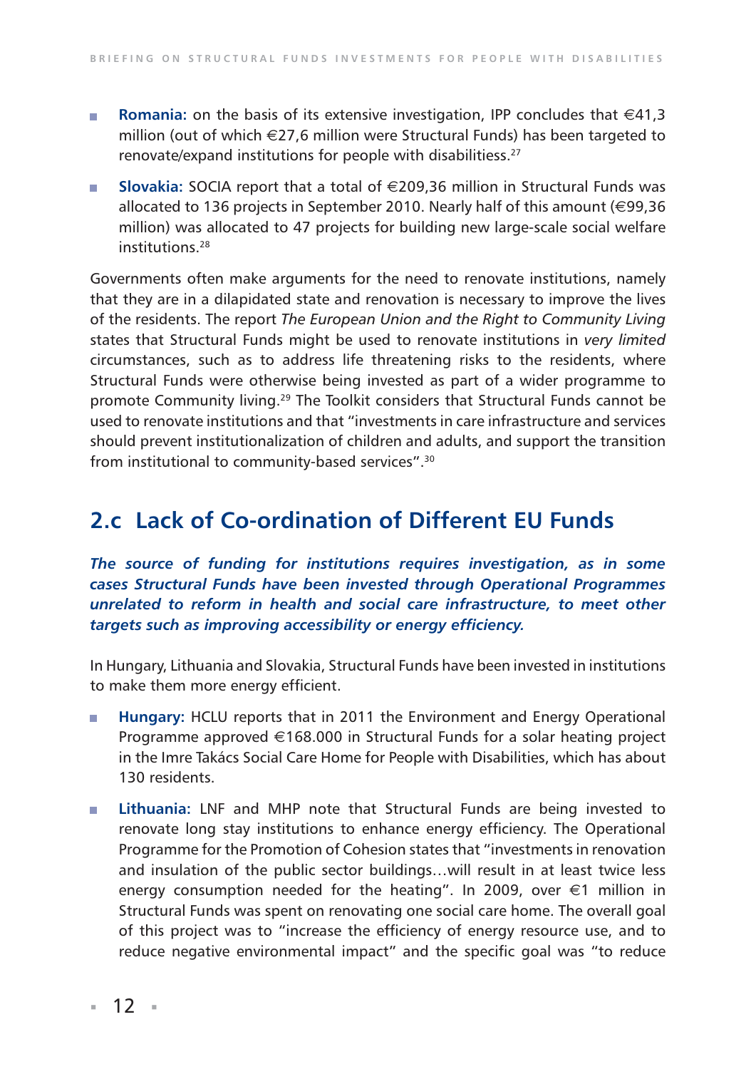- **Romania:** on the basis of its extensive investigation, IPP concludes that €41,3 million (out of which €27,6 million were Structural Funds) has been targeted to renovate/expand institutions for people with disabilitiess.[27]

- **Slovakia:** SOCIA report that a total of €209,36 million in Structural Funds was allocated to 136 projects in September 2010. Nearly half of this amount (€99,36 million) was allocated to 47 projects for building new large-scale social welfare institutions.[28]

Governments often make arguments for the need to renovate institutions, namely that they are in a dilapidated state and renovation is necessary to improve the lives of the residents. The report *The European Union and the Right to Community Living* states that Structural Funds might be used to renovate institutions in *very limited* circumstances, such as to address life threatening risks to the residents, where Structural Funds were otherwise being invested as part of a wider programme to promote Community living.[29] The Toolkit considers that Structural Funds cannot be used to renovate institutions and that "investments in care infrastructure and services should prevent institutionalization of children and adults, and support the transition from institutional to community-based services".[30]

## 2.c Lack of Co-ordination of Different EU Funds

***The source of funding for institutions requires investigation, as in some cases Structural Funds have been invested through Operational Programmes unrelated to reform in health and social care infrastructure, to meet other targets such as improving accessibility or energy efficiency.***

In Hungary, Lithuania and Slovakia, Structural Funds have been invested in institutions to make them more energy efficient.

- **Hungary:** HCLU reports that in 2011 the Environment and Energy Operational Programme approved €168.000 in Structural Funds for a solar heating project in the Imre Takács Social Care Home for People with Disabilities, which has about 130 residents.

- **Lithuania:** LNF and MHP note that Structural Funds are being invested to renovate long stay institutions to enhance energy efficiency. The Operational Programme for the Promotion of Cohesion states that "investments in renovation and insulation of the public sector buildings…will result in at least twice less energy consumption needed for the heating". In 2009, over €1 million in Structural Funds was spent on renovating one social care home. The overall goal of this project was to "increase the efficiency of energy resource use, and to reduce negative environmental impact" and the specific goal was "to reduce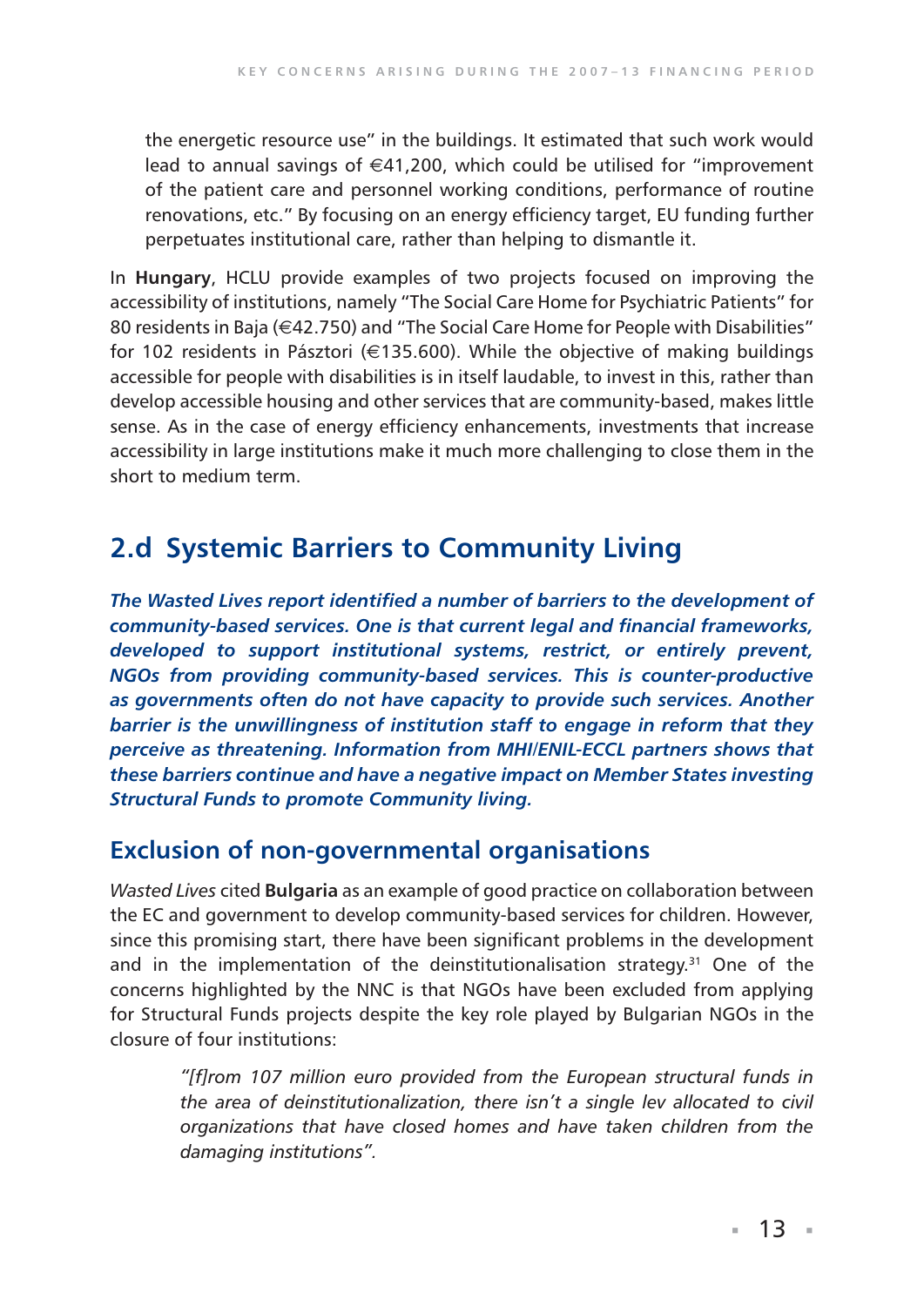the energetic resource use" in the buildings. It estimated that such work would lead to annual savings of €41,200, which could be utilised for "improvement of the patient care and personnel working conditions, performance of routine renovations, etc." By focusing on an energy efficiency target, EU funding further perpetuates institutional care, rather than helping to dismantle it.

In **Hungary**, HCLU provide examples of two projects focused on improving the accessibility of institutions, namely "The Social Care Home for Psychiatric Patients" for 80 residents in Baja (€42.750) and "The Social Care Home for People with Disabilities" for 102 residents in Pásztori (€135.600). While the objective of making buildings accessible for people with disabilities is in itself laudable, to invest in this, rather than develop accessible housing and other services that are community-based, makes little sense. As in the case of energy efficiency enhancements, investments that increase accessibility in large institutions make it much more challenging to close them in the short to medium term.

## 2.d Systemic Barriers to Community Living

***The Wasted Lives report identified a number of barriers to the development of community-based services. One is that current legal and financial frameworks, developed to support institutional systems, restrict, or entirely prevent, NGOs from providing community-based services. This is counter-productive as governments often do not have capacity to provide such services. Another barrier is the unwillingness of institution staff to engage in reform that they perceive as threatening. Information from MHI/ENIL-ECCL partners shows that these barriers continue and have a negative impact on Member States investing Structural Funds to promote Community living.***

### Exclusion of non-governmental organisations

*Wasted Lives* cited **Bulgaria** as an example of good practice on collaboration between the EC and government to develop community-based services for children. However, since this promising start, there have been significant problems in the development and in the implementation of the deinstitutionalisation strategy.[31] One of the concerns highlighted by the NNC is that NGOs have been excluded from applying for Structural Funds projects despite the key role played by Bulgarian NGOs in the closure of four institutions:

> *"[f]rom 107 million euro provided from the European structural funds in the area of deinstitutionalization, there isn't a single lev allocated to civil organizations that have closed homes and have taken children from the damaging institutions".*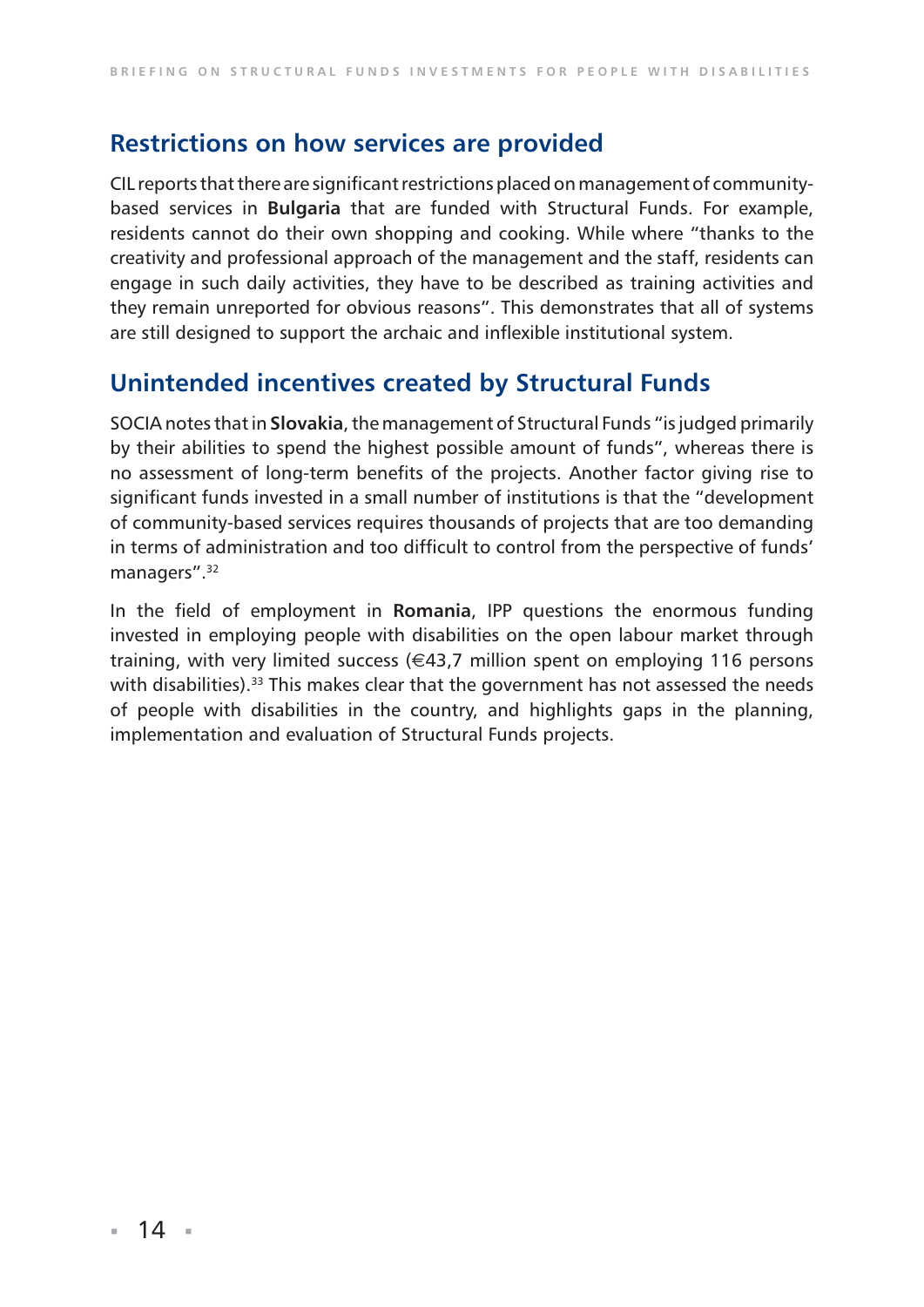## Restrictions on how services are provided

CIL reports that there are significant restrictions placed on management of community-based services in **Bulgaria** that are funded with Structural Funds. For example, residents cannot do their own shopping and cooking. While where "thanks to the creativity and professional approach of the management and the staff, residents can engage in such daily activities, they have to be described as training activities and they remain unreported for obvious reasons". This demonstrates that all of systems are still designed to support the archaic and inflexible institutional system.

## Unintended incentives created by Structural Funds

SOCIA notes that in **Slovakia**, the management of Structural Funds "is judged primarily by their abilities to spend the highest possible amount of funds", whereas there is no assessment of long-term benefits of the projects. Another factor giving rise to significant funds invested in a small number of institutions is that the "development of community-based services requires thousands of projects that are too demanding in terms of administration and too difficult to control from the perspective of funds' managers".[32]

In the field of employment in **Romania**, IPP questions the enormous funding invested in employing people with disabilities on the open labour market through training, with very limited success (€43,7 million spent on employing 116 persons with disabilities).[33] This makes clear that the government has not assessed the needs of people with disabilities in the country, and highlights gaps in the planning, implementation and evaluation of Structural Funds projects.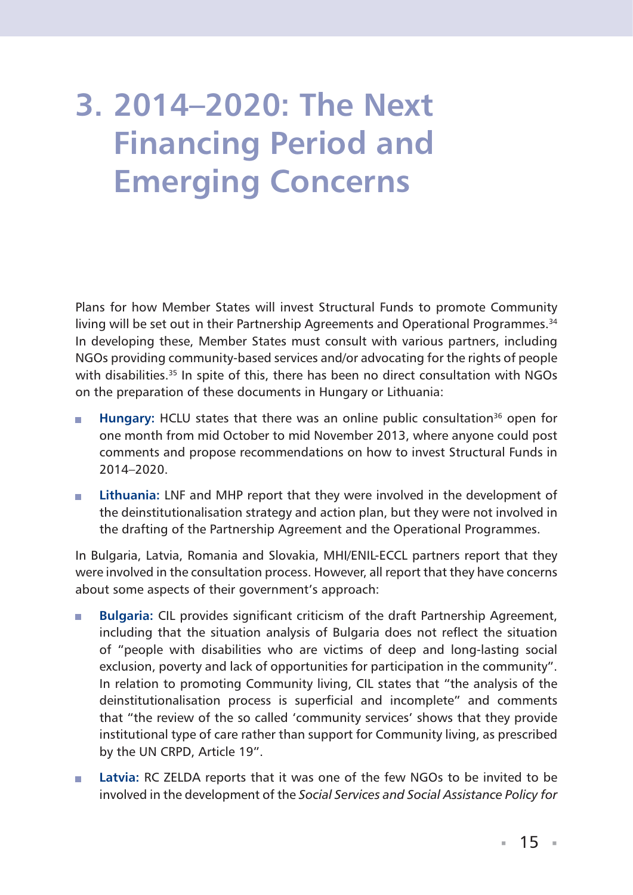# 3. 2014–2020: The Next Financing Period and Emerging Concerns

Plans for how Member States will invest Structural Funds to promote Community living will be set out in their Partnership Agreements and Operational Programmes.[34] In developing these, Member States must consult with various partners, including NGOs providing community-based services and/or advocating for the rights of people with disabilities.[35] In spite of this, there has been no direct consultation with NGOs on the preparation of these documents in Hungary or Lithuania:

- **Hungary:** HCLU states that there was an online public consultation[36] open for one month from mid October to mid November 2013, where anyone could post comments and propose recommendations on how to invest Structural Funds in 2014–2020.
- **Lithuania:** LNF and MHP report that they were involved in the development of the deinstitutionalisation strategy and action plan, but they were not involved in the drafting of the Partnership Agreement and the Operational Programmes.

In Bulgaria, Latvia, Romania and Slovakia, MHI/ENIL-ECCL partners report that they were involved in the consultation process. However, all report that they have concerns about some aspects of their government's approach:

- **Bulgaria:** CIL provides significant criticism of the draft Partnership Agreement, including that the situation analysis of Bulgaria does not reflect the situation of "people with disabilities who are victims of deep and long-lasting social exclusion, poverty and lack of opportunities for participation in the community". In relation to promoting Community living, CIL states that "the analysis of the deinstitutionalisation process is superficial and incomplete" and comments that "the review of the so called 'community services' shows that they provide institutional type of care rather than support for Community living, as prescribed by the UN CRPD, Article 19".
- **Latvia:** RC ZELDA reports that it was one of the few NGOs to be invited to be involved in the development of the *Social Services and Social Assistance Policy for*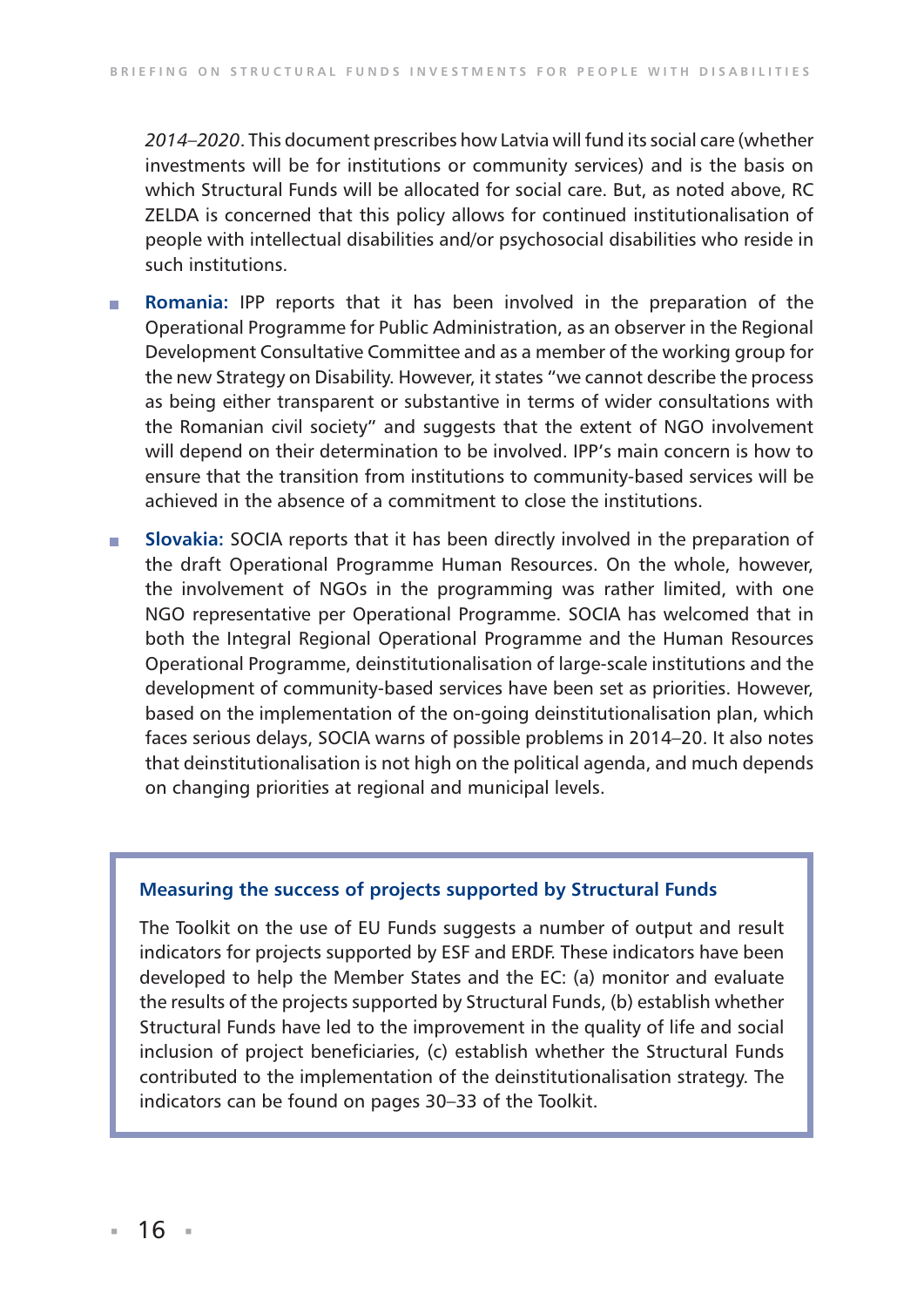*2014–2020*. This document prescribes how Latvia will fund its social care (whether investments will be for institutions or community services) and is the basis on which Structural Funds will be allocated for social care. But, as noted above, RC ZELDA is concerned that this policy allows for continued institutionalisation of people with intellectual disabilities and/or psychosocial disabilities who reside in such institutions.

- **Romania:** IPP reports that it has been involved in the preparation of the Operational Programme for Public Administration, as an observer in the Regional Development Consultative Committee and as a member of the working group for the new Strategy on Disability. However, it states "we cannot describe the process as being either transparent or substantive in terms of wider consultations with the Romanian civil society" and suggests that the extent of NGO involvement will depend on their determination to be involved. IPP's main concern is how to ensure that the transition from institutions to community-based services will be achieved in the absence of a commitment to close the institutions.
- **Slovakia:** SOCIA reports that it has been directly involved in the preparation of the draft Operational Programme Human Resources. On the whole, however, the involvement of NGOs in the programming was rather limited, with one NGO representative per Operational Programme. SOCIA has welcomed that in both the Integral Regional Operational Programme and the Human Resources Operational Programme, deinstitutionalisation of large-scale institutions and the development of community-based services have been set as priorities. However, based on the implementation of the on-going deinstitutionalisation plan, which faces serious delays, SOCIA warns of possible problems in 2014–20. It also notes that deinstitutionalisation is not high on the political agenda, and much depends on changing priorities at regional and municipal levels.

### Measuring the success of projects supported by Structural Funds

The Toolkit on the use of EU Funds suggests a number of output and result indicators for projects supported by ESF and ERDF. These indicators have been developed to help the Member States and the EC: (a) monitor and evaluate the results of the projects supported by Structural Funds, (b) establish whether Structural Funds have led to the improvement in the quality of life and social inclusion of project beneficiaries, (c) establish whether the Structural Funds contributed to the implementation of the deinstitutionalisation strategy. The indicators can be found on pages 30–33 of the Toolkit.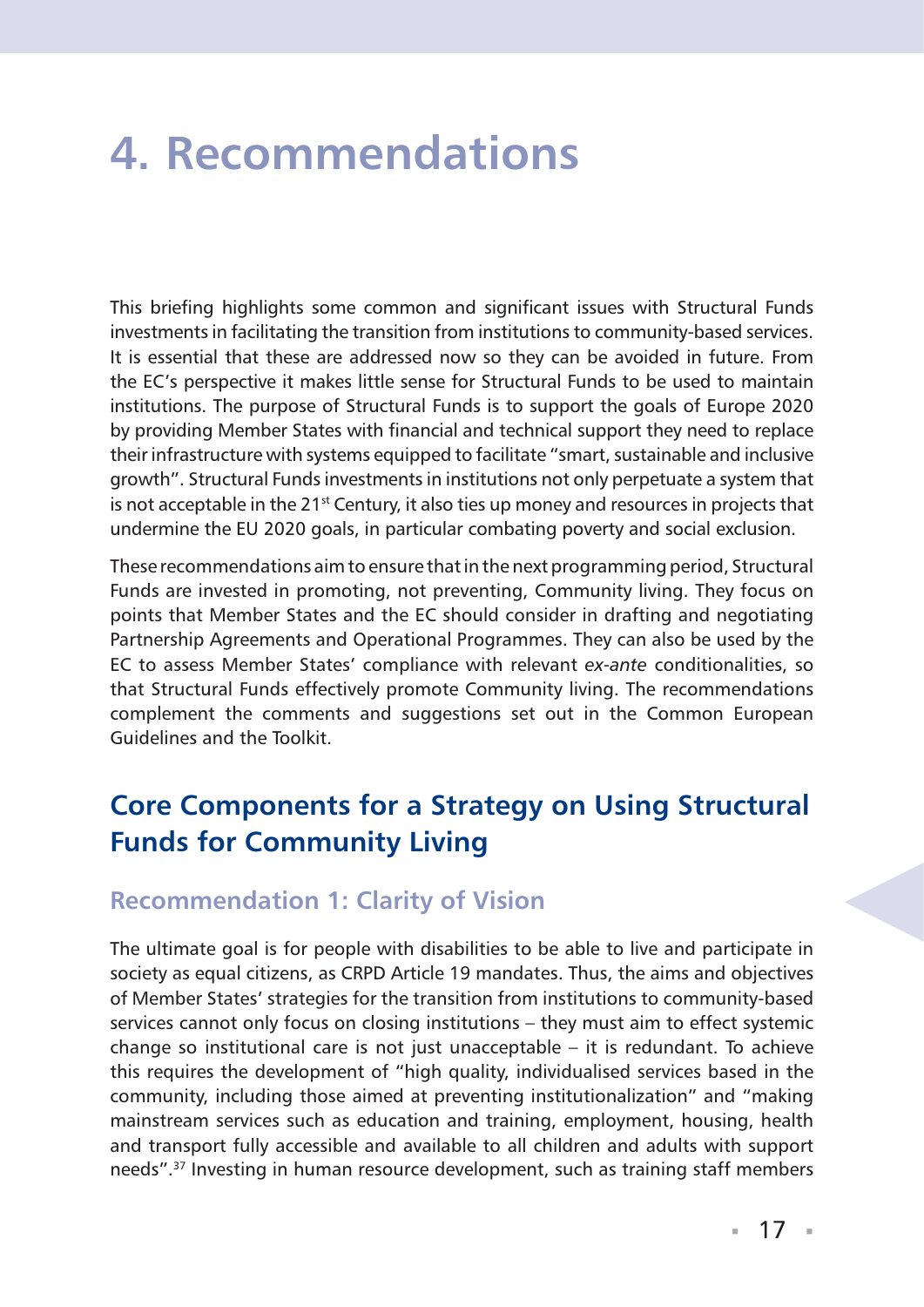# 4. Recommendations

This briefing highlights some common and significant issues with Structural Funds investments in facilitating the transition from institutions to community-based services. It is essential that these are addressed now so they can be avoided in future. From the EC's perspective it makes little sense for Structural Funds to be used to maintain institutions. The purpose of Structural Funds is to support the goals of Europe 2020 by providing Member States with financial and technical support they need to replace their infrastructure with systems equipped to facilitate "smart, sustainable and inclusive growth". Structural Funds investments in institutions not only perpetuate a system that is not acceptable in the 21st Century, it also ties up money and resources in projects that undermine the EU 2020 goals, in particular combating poverty and social exclusion.

These recommendations aim to ensure that in the next programming period, Structural Funds are invested in promoting, not preventing, Community living. They focus on points that Member States and the EC should consider in drafting and negotiating Partnership Agreements and Operational Programmes. They can also be used by the EC to assess Member States' compliance with relevant *ex-ante* conditionalities, so that Structural Funds effectively promote Community living. The recommendations complement the comments and suggestions set out in the Common European Guidelines and the Toolkit.

## Core Components for a Strategy on Using Structural Funds for Community Living

### Recommendation 1: Clarity of Vision

The ultimate goal is for people with disabilities to be able to live and participate in society as equal citizens, as CRPD Article 19 mandates. Thus, the aims and objectives of Member States' strategies for the transition from institutions to community-based services cannot only focus on closing institutions – they must aim to effect systemic change so institutional care is not just unacceptable – it is redundant. To achieve this requires the development of "high quality, individualised services based in the community, including those aimed at preventing institutionalization" and "making mainstream services such as education and training, employment, housing, health and transport fully accessible and available to all children and adults with support needs".[37] Investing in human resource development, such as training staff members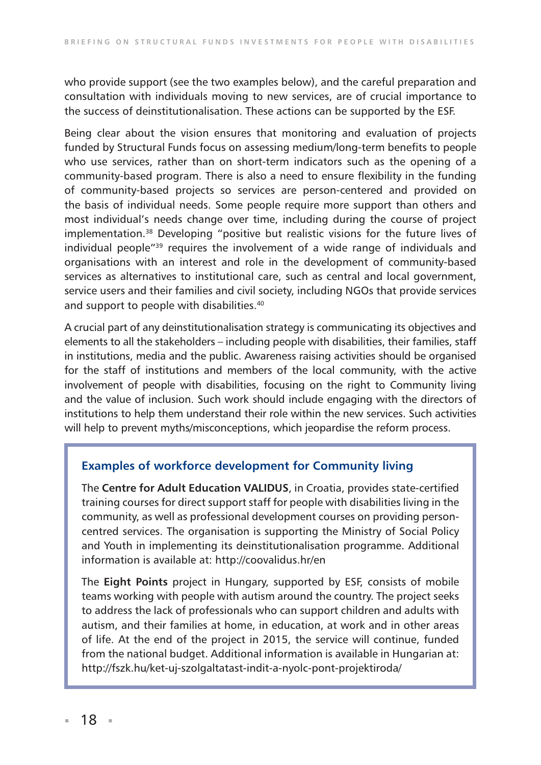who provide support (see the two examples below), and the careful preparation and consultation with individuals moving to new services, are of crucial importance to the success of deinstitutionalisation. These actions can be supported by the ESF.

Being clear about the vision ensures that monitoring and evaluation of projects funded by Structural Funds focus on assessing medium/long-term benefits to people who use services, rather than on short-term indicators such as the opening of a community-based program. There is also a need to ensure flexibility in the funding of community-based projects so services are person-centered and provided on the basis of individual needs. Some people require more support than others and most individual's needs change over time, including during the course of project implementation.[38] Developing "positive but realistic visions for the future lives of individual people"[39] requires the involvement of a wide range of individuals and organisations with an interest and role in the development of community-based services as alternatives to institutional care, such as central and local government, service users and their families and civil society, including NGOs that provide services and support to people with disabilities.[40]

A crucial part of any deinstitutionalisation strategy is communicating its objectives and elements to all the stakeholders – including people with disabilities, their families, staff in institutions, media and the public. Awareness raising activities should be organised for the staff of institutions and members of the local community, with the active involvement of people with disabilities, focusing on the right to Community living and the value of inclusion. Such work should include engaging with the directors of institutions to help them understand their role within the new services. Such activities will help to prevent myths/misconceptions, which jeopardise the reform process.

### Examples of workforce development for Community living

The **Centre for Adult Education VALIDUS**, in Croatia, provides state-certified training courses for direct support staff for people with disabilities living in the community, as well as professional development courses on providing person-centred services. The organisation is supporting the Ministry of Social Policy and Youth in implementing its deinstitutionalisation programme. Additional information is available at: http://coovalidus.hr/en

The **Eight Points** project in Hungary, supported by ESF, consists of mobile teams working with people with autism around the country. The project seeks to address the lack of professionals who can support children and adults with autism, and their families at home, in education, at work and in other areas of life. At the end of the project in 2015, the service will continue, funded from the national budget. Additional information is available in Hungarian at: http://fszk.hu/ket-uj-szolgaltatast-indit-a-nyolc-pont-projektiroda/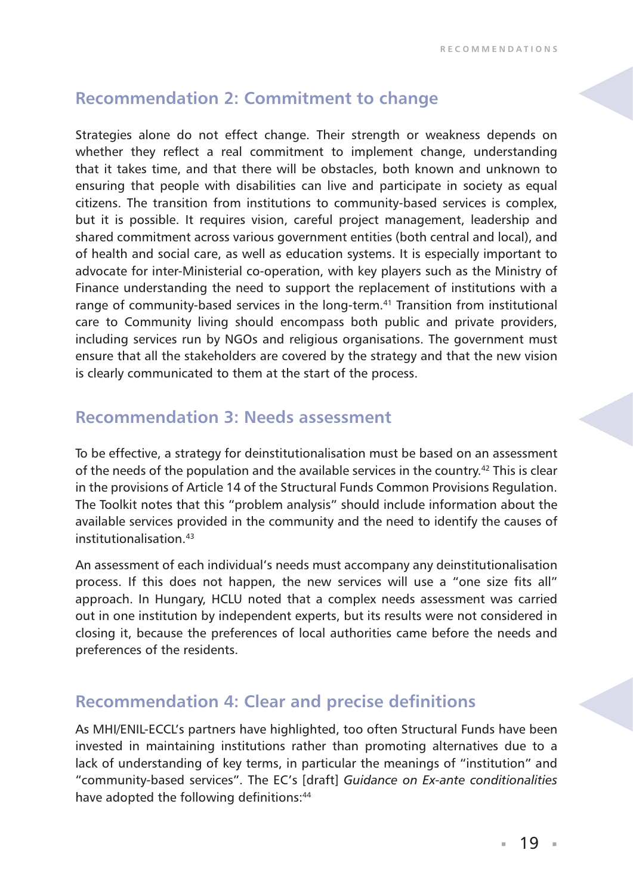## Recommendation 2: Commitment to change

Strategies alone do not effect change. Their strength or weakness depends on whether they reflect a real commitment to implement change, understanding that it takes time, and that there will be obstacles, both known and unknown to ensuring that people with disabilities can live and participate in society as equal citizens. The transition from institutions to community-based services is complex, but it is possible. It requires vision, careful project management, leadership and shared commitment across various government entities (both central and local), and of health and social care, as well as education systems. It is especially important to advocate for inter-Ministerial co-operation, with key players such as the Ministry of Finance understanding the need to support the replacement of institutions with a range of community-based services in the long-term.[41] Transition from institutional care to Community living should encompass both public and private providers, including services run by NGOs and religious organisations. The government must ensure that all the stakeholders are covered by the strategy and that the new vision is clearly communicated to them at the start of the process.

## Recommendation 3: Needs assessment

To be effective, a strategy for deinstitutionalisation must be based on an assessment of the needs of the population and the available services in the country.[42] This is clear in the provisions of Article 14 of the Structural Funds Common Provisions Regulation. The Toolkit notes that this "problem analysis" should include information about the available services provided in the community and the need to identify the causes of institutionalisation.[43]

An assessment of each individual's needs must accompany any deinstitutionalisation process. If this does not happen, the new services will use a "one size fits all" approach. In Hungary, HCLU noted that a complex needs assessment was carried out in one institution by independent experts, but its results were not considered in closing it, because the preferences of local authorities came before the needs and preferences of the residents.

## Recommendation 4: Clear and precise definitions

As MHI/ENIL-ECCL's partners have highlighted, too often Structural Funds have been invested in maintaining institutions rather than promoting alternatives due to a lack of understanding of key terms, in particular the meanings of "institution" and "community-based services". The EC's [draft] *Guidance on Ex-ante conditionalities* have adopted the following definitions:[44]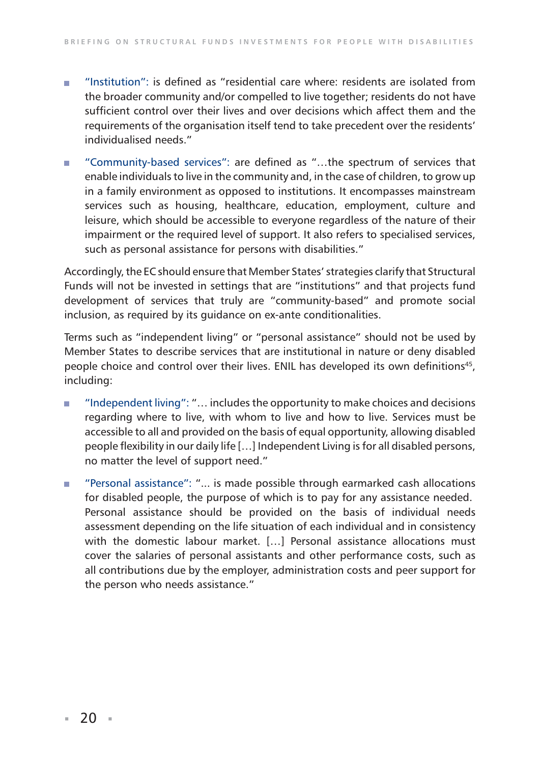- "Institution": is defined as "residential care where: residents are isolated from the broader community and/or compelled to live together; residents do not have sufficient control over their lives and over decisions which affect them and the requirements of the organisation itself tend to take precedent over the residents' individualised needs."

- "Community-based services": are defined as "…the spectrum of services that enable individuals to live in the community and, in the case of children, to grow up in a family environment as opposed to institutions. It encompasses mainstream services such as housing, healthcare, education, employment, culture and leisure, which should be accessible to everyone regardless of the nature of their impairment or the required level of support. It also refers to specialised services, such as personal assistance for persons with disabilities."

Accordingly, the EC should ensure that Member States' strategies clarify that Structural Funds will not be invested in settings that are "institutions" and that projects fund development of services that truly are "community-based" and promote social inclusion, as required by its guidance on ex-ante conditionalities.

Terms such as "independent living" or "personal assistance" should not be used by Member States to describe services that are institutional in nature or deny disabled people choice and control over their lives. ENIL has developed its own definitions[45], including:

- "Independent living": "… includes the opportunity to make choices and decisions regarding where to live, with whom to live and how to live. Services must be accessible to all and provided on the basis of equal opportunity, allowing disabled people flexibility in our daily life […] Independent Living is for all disabled persons, no matter the level of support need."

- "Personal assistance": "... is made possible through earmarked cash allocations for disabled people, the purpose of which is to pay for any assistance needed. Personal assistance should be provided on the basis of individual needs assessment depending on the life situation of each individual and in consistency with the domestic labour market. […] Personal assistance allocations must cover the salaries of personal assistants and other performance costs, such as all contributions due by the employer, administration costs and peer support for the person who needs assistance."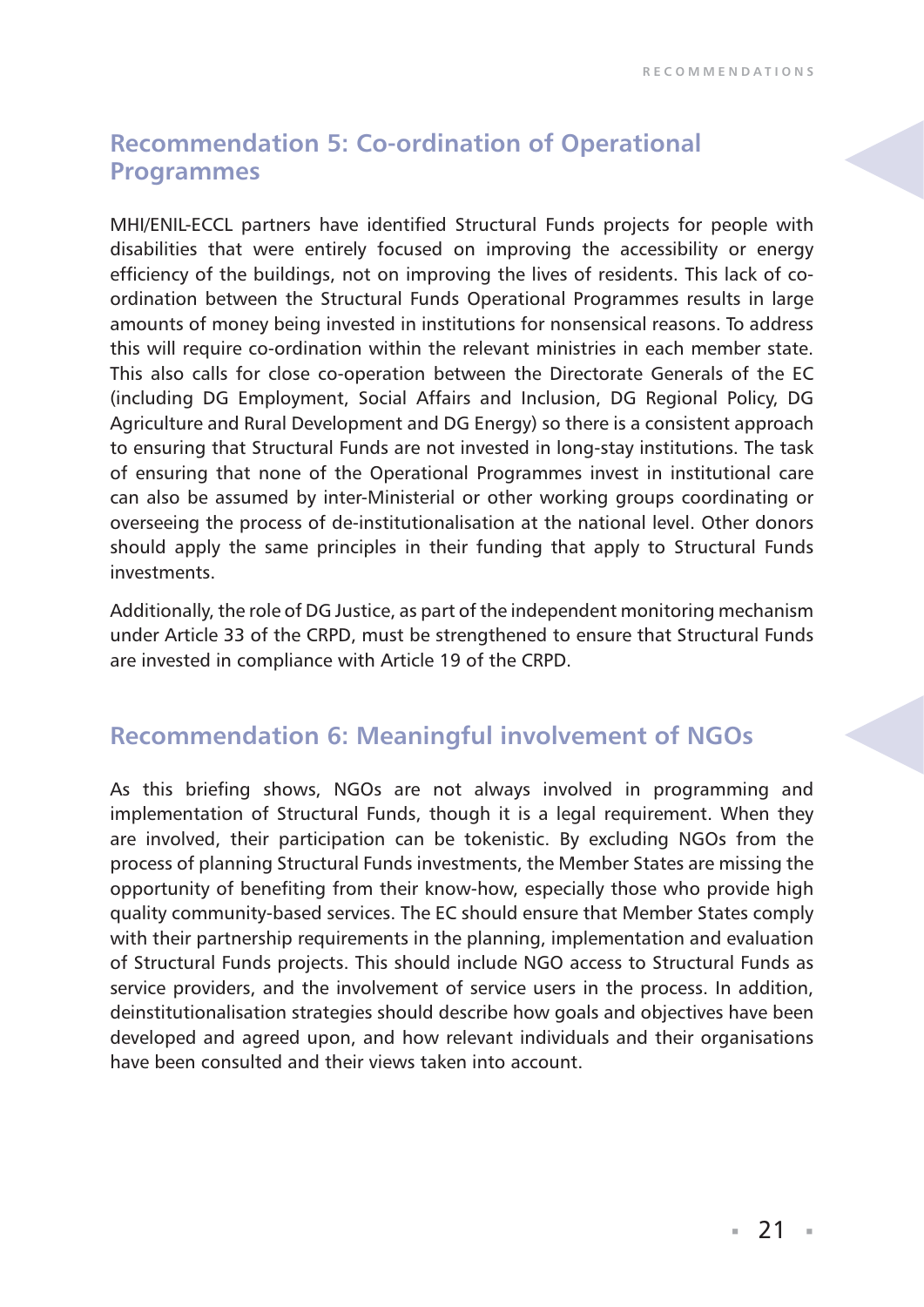## Recommendation 5: Co-ordination of Operational Programmes

MHI/ENIL-ECCL partners have identified Structural Funds projects for people with disabilities that were entirely focused on improving the accessibility or energy efficiency of the buildings, not on improving the lives of residents. This lack of co-ordination between the Structural Funds Operational Programmes results in large amounts of money being invested in institutions for nonsensical reasons. To address this will require co-ordination within the relevant ministries in each member state. This also calls for close co-operation between the Directorate Generals of the EC (including DG Employment, Social Affairs and Inclusion, DG Regional Policy, DG Agriculture and Rural Development and DG Energy) so there is a consistent approach to ensuring that Structural Funds are not invested in long-stay institutions. The task of ensuring that none of the Operational Programmes invest in institutional care can also be assumed by inter-Ministerial or other working groups coordinating or overseeing the process of de-institutionalisation at the national level. Other donors should apply the same principles in their funding that apply to Structural Funds investments.

Additionally, the role of DG Justice, as part of the independent monitoring mechanism under Article 33 of the CRPD, must be strengthened to ensure that Structural Funds are invested in compliance with Article 19 of the CRPD.

## Recommendation 6: Meaningful involvement of NGOs

As this briefing shows, NGOs are not always involved in programming and implementation of Structural Funds, though it is a legal requirement. When they are involved, their participation can be tokenistic. By excluding NGOs from the process of planning Structural Funds investments, the Member States are missing the opportunity of benefiting from their know-how, especially those who provide high quality community-based services. The EC should ensure that Member States comply with their partnership requirements in the planning, implementation and evaluation of Structural Funds projects. This should include NGO access to Structural Funds as service providers, and the involvement of service users in the process. In addition, deinstitutionalisation strategies should describe how goals and objectives have been developed and agreed upon, and how relevant individuals and their organisations have been consulted and their views taken into account.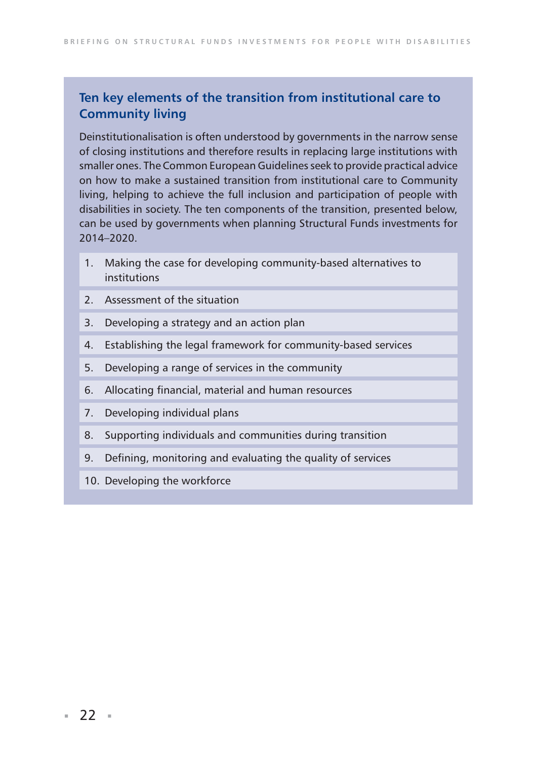## Ten key elements of the transition from institutional care to Community living

Deinstitutionalisation is often understood by governments in the narrow sense of closing institutions and therefore results in replacing large institutions with smaller ones. The Common European Guidelines seek to provide practical advice on how to make a sustained transition from institutional care to Community living, helping to achieve the full inclusion and participation of people with disabilities in society. The ten components of the transition, presented below, can be used by governments when planning Structural Funds investments for 2014–2020.

1. Making the case for developing community-based alternatives to institutions
2. Assessment of the situation
3. Developing a strategy and an action plan
4. Establishing the legal framework for community-based services
5. Developing a range of services in the community
6. Allocating financial, material and human resources
7. Developing individual plans
8. Supporting individuals and communities during transition
9. Defining, monitoring and evaluating the quality of services
10. Developing the workforce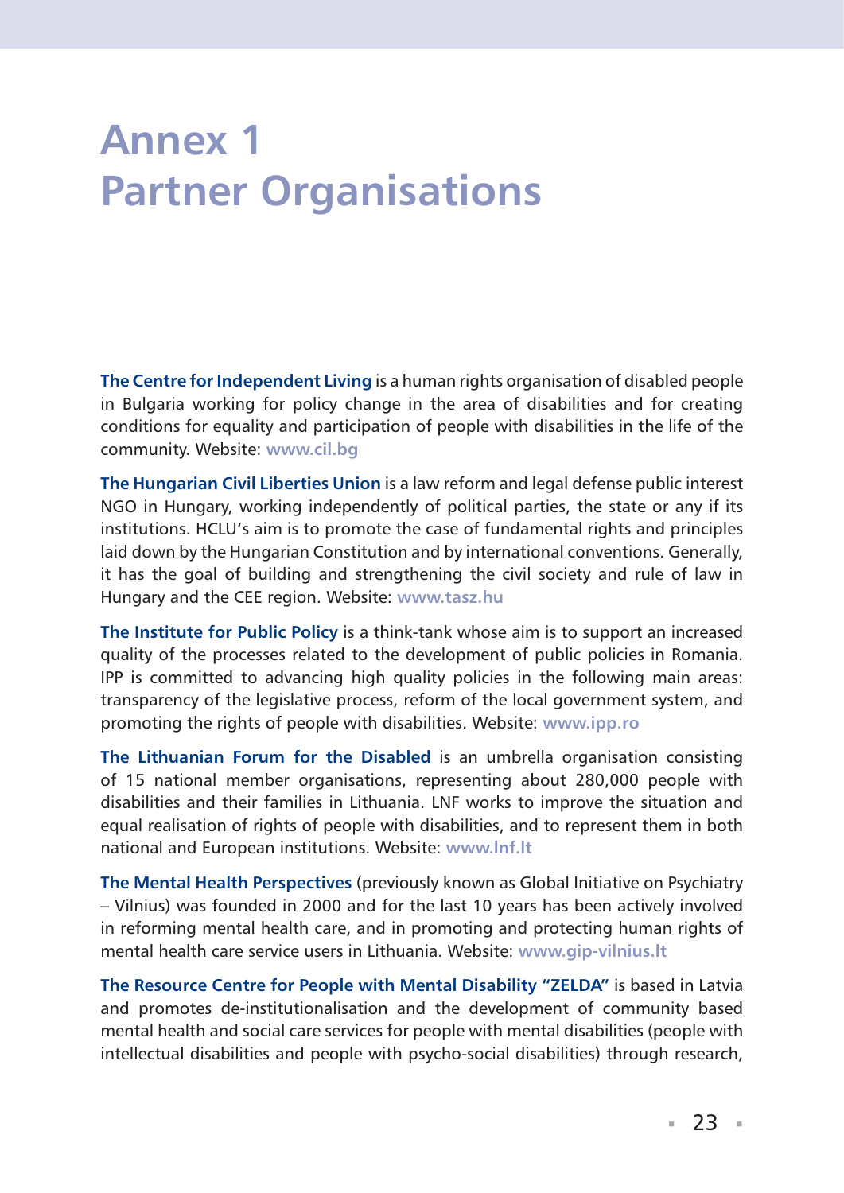# Annex 1
# Partner Organisations

**The Centre for Independent Living** is a human rights organisation of disabled people in Bulgaria working for policy change in the area of disabilities and for creating conditions for equality and participation of people with disabilities in the life of the community. Website: **www.cil.bg**

**The Hungarian Civil Liberties Union** is a law reform and legal defense public interest NGO in Hungary, working independently of political parties, the state or any if its institutions. HCLU's aim is to promote the case of fundamental rights and principles laid down by the Hungarian Constitution and by international conventions. Generally, it has the goal of building and strengthening the civil society and rule of law in Hungary and the CEE region. Website: **www.tasz.hu**

**The Institute for Public Policy** is a think-tank whose aim is to support an increased quality of the processes related to the development of public policies in Romania. IPP is committed to advancing high quality policies in the following main areas: transparency of the legislative process, reform of the local government system, and promoting the rights of people with disabilities. Website: **www.ipp.ro**

**The Lithuanian Forum for the Disabled** is an umbrella organisation consisting of 15 national member organisations, representing about 280,000 people with disabilities and their families in Lithuania. LNF works to improve the situation and equal realisation of rights of people with disabilities, and to represent them in both national and European institutions. Website: **www.lnf.lt**

**The Mental Health Perspectives** (previously known as Global Initiative on Psychiatry – Vilnius) was founded in 2000 and for the last 10 years has been actively involved in reforming mental health care, and in promoting and protecting human rights of mental health care service users in Lithuania. Website: **www.gip-vilnius.lt**

**The Resource Centre for People with Mental Disability "ZELDA"** is based in Latvia and promotes de-institutionalisation and the development of community based mental health and social care services for people with mental disabilities (people with intellectual disabilities and people with psycho-social disabilities) through research,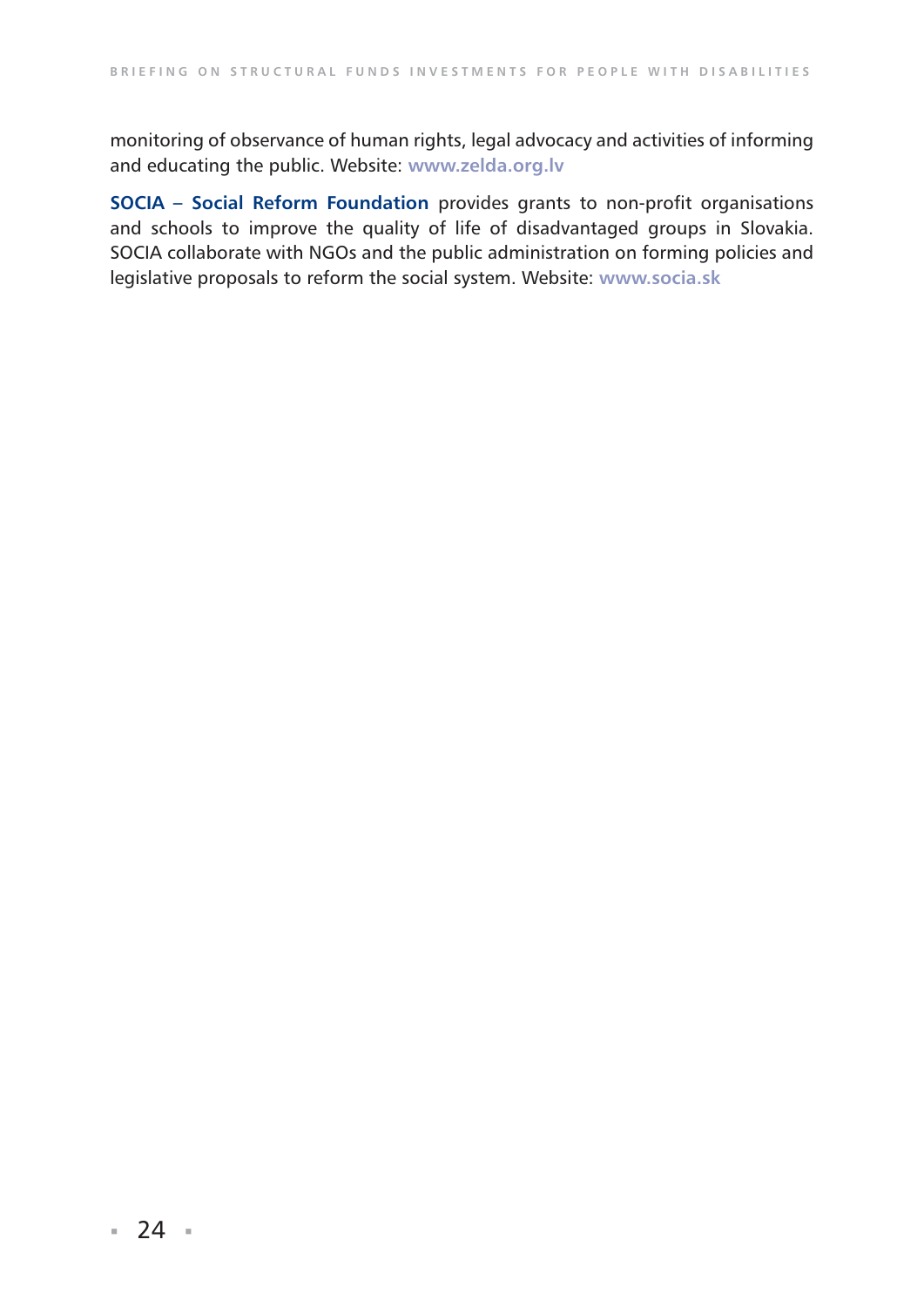monitoring of observance of human rights, legal advocacy and activities of informing and educating the public. Website: **www.zelda.org.lv**

**SOCIA – Social Reform Foundation** provides grants to non-profit organisations and schools to improve the quality of life of disadvantaged groups in Slovakia. SOCIA collaborate with NGOs and the public administration on forming policies and legislative proposals to reform the social system. Website: **www.socia.sk**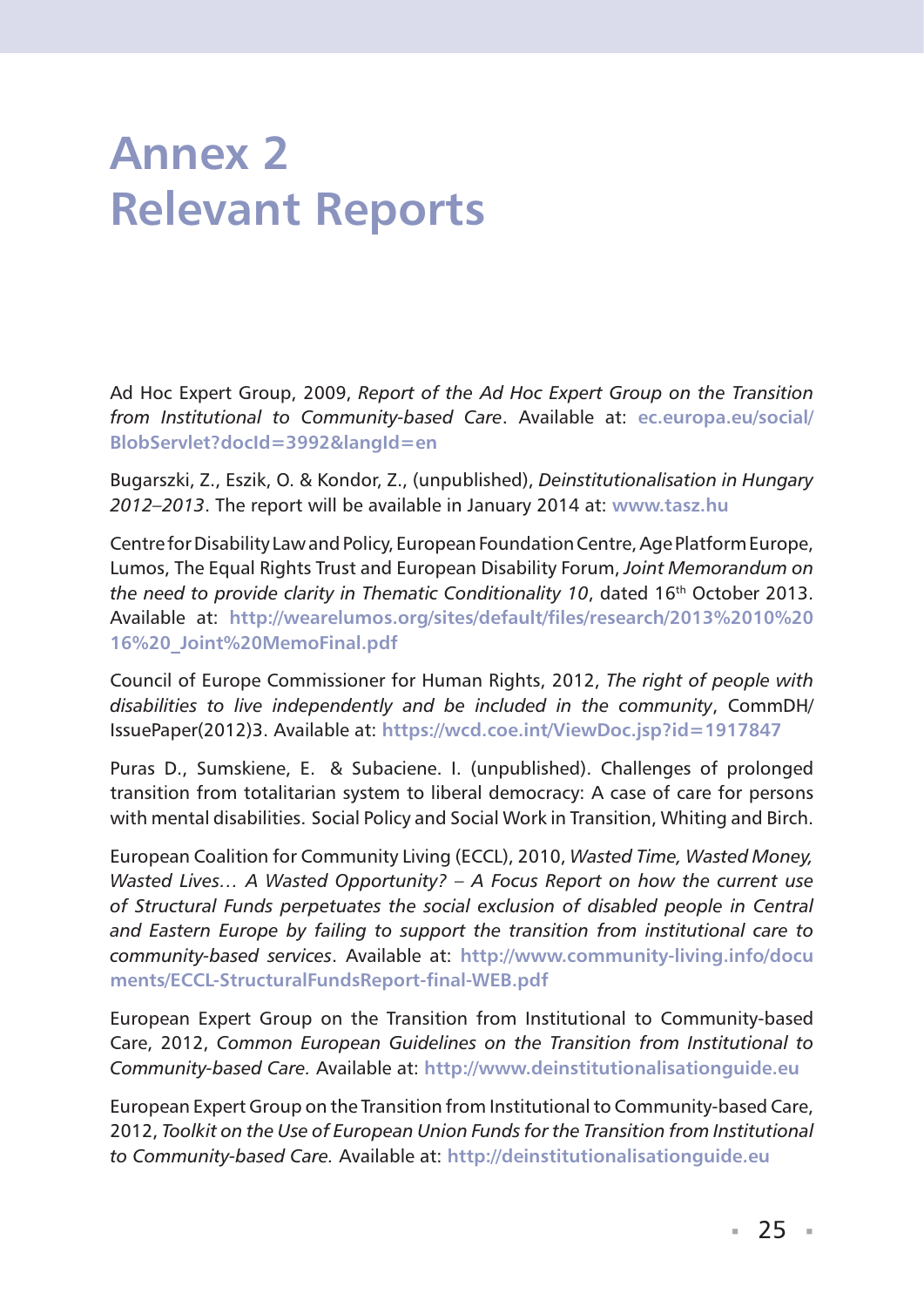# Annex 2
# Relevant Reports

Ad Hoc Expert Group, 2009, *Report of the Ad Hoc Expert Group on the Transition from Institutional to Community-based Care*. Available at: **ec.europa.eu/social/BlobServlet?docId=3992&langId=en**

Bugarszki, Z., Eszik, O. & Kondor, Z., (unpublished), *Deinstitutionalisation in Hungary 2012–2013*. The report will be available in January 2014 at: **www.tasz.hu**

Centre for Disability Law and Policy, European Foundation Centre, Age Platform Europe, Lumos, The Equal Rights Trust and European Disability Forum, *Joint Memorandum on the need to provide clarity in Thematic Conditionality 10*, dated 16th October 2013. Available at: **http://wearelumos.org/sites/default/files/research/2013%2010%2016%20_Joint%20MemoFinal.pdf**

Council of Europe Commissioner for Human Rights, 2012, *The right of people with disabilities to live independently and be included in the community*, CommDH/IssuePaper(2012)3. Available at: **https://wcd.coe.int/ViewDoc.jsp?id=1917847**

Puras D., Sumskiene, E. & Subaciene. I. (unpublished). Challenges of prolonged transition from totalitarian system to liberal democracy: A case of care for persons with mental disabilities. Social Policy and Social Work in Transition, Whiting and Birch.

European Coalition for Community Living (ECCL), 2010, *Wasted Time, Wasted Money, Wasted Lives… A Wasted Opportunity? – A Focus Report on how the current use of Structural Funds perpetuates the social exclusion of disabled people in Central and Eastern Europe by failing to support the transition from institutional care to community-based services*. Available at: **http://www.community-living.info/documents/ECCL-StructuralFundsReport-final-WEB.pdf**

European Expert Group on the Transition from Institutional to Community-based Care, 2012, *Common European Guidelines on the Transition from Institutional to Community-based Care.* Available at: **http://www.deinstitutionalisationguide.eu**

European Expert Group on the Transition from Institutional to Community-based Care, 2012, *Toolkit on the Use of European Union Funds for the Transition from Institutional to Community-based Care.* Available at: **http://deinstitutionalisationguide.eu**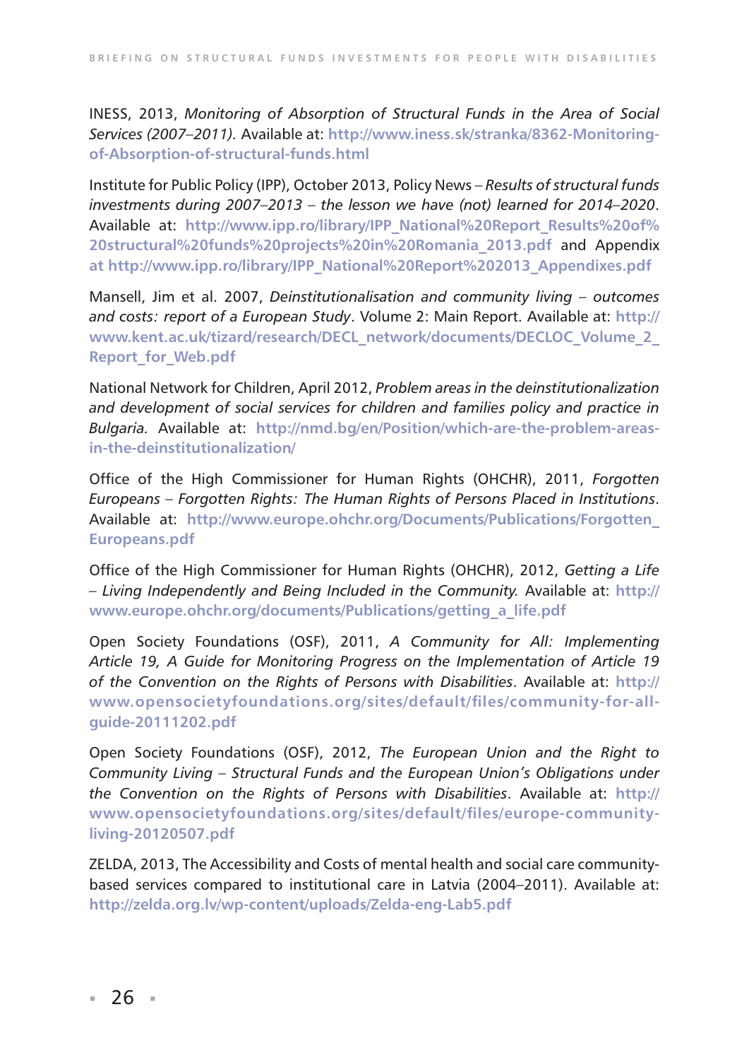INESS, 2013, *Monitoring of Absorption of Structural Funds in the Area of Social Services (2007–2011).* Available at: **http://www.iness.sk/stranka/8362-Monitoring-of-Absorption-of-structural-funds.html**

Institute for Public Policy (IPP), October 2013, Policy News – *Results of structural funds investments during 2007–2013 – the lesson we have (not) learned for 2014–2020*. Available at: **http://www.ipp.ro/library/IPP_National%20Report_Results%20of%20structural%20funds%20projects%20in%20Romania_2013.pdf** and Appendix **at http://www.ipp.ro/library/IPP_National%20Report%202013_Appendixes.pdf**

Mansell, Jim et al. 2007, *Deinstitutionalisation and community living – outcomes and costs: report of a European Study*. Volume 2: Main Report. Available at: **http://www.kent.ac.uk/tizard/research/DECL_network/documents/DECLOC_Volume_2_Report_for_Web.pdf**

National Network for Children, April 2012, *Problem areas in the deinstitutionalization and development of social services for children and families policy and practice in Bulgaria.* Available at: **http://nmd.bg/en/Position/which-are-the-problem-areas-in-the-deinstitutionalization/**

Office of the High Commissioner for Human Rights (OHCHR), 2011, *Forgotten Europeans – Forgotten Rights: The Human Rights of Persons Placed in Institutions*. Available at: **http://www.europe.ohchr.org/Documents/Publications/Forgotten_Europeans.pdf**

Office of the High Commissioner for Human Rights (OHCHR), 2012, *Getting a Life – Living Independently and Being Included in the Community.* Available at: **http://www.europe.ohchr.org/documents/Publications/getting_a_life.pdf**

Open Society Foundations (OSF), 2011, *A Community for All: Implementing Article 19, A Guide for Monitoring Progress on the Implementation of Article 19 of the Convention on the Rights of Persons with Disabilities*. Available at: **http://www.opensocietyfoundations.org/sites/default/files/community-for-all-guide-20111202.pdf**

Open Society Foundations (OSF), 2012, *The European Union and the Right to Community Living – Structural Funds and the European Union's Obligations under the Convention on the Rights of Persons with Disabilities*. Available at: **http://www.opensocietyfoundations.org/sites/default/files/europe-community-living-20120507.pdf**

ZELDA, 2013, The Accessibility and Costs of mental health and social care community-based services compared to institutional care in Latvia (2004–2011). Available at: **http://zelda.org.lv/wp-content/uploads/Zelda-eng-Lab5.pdf**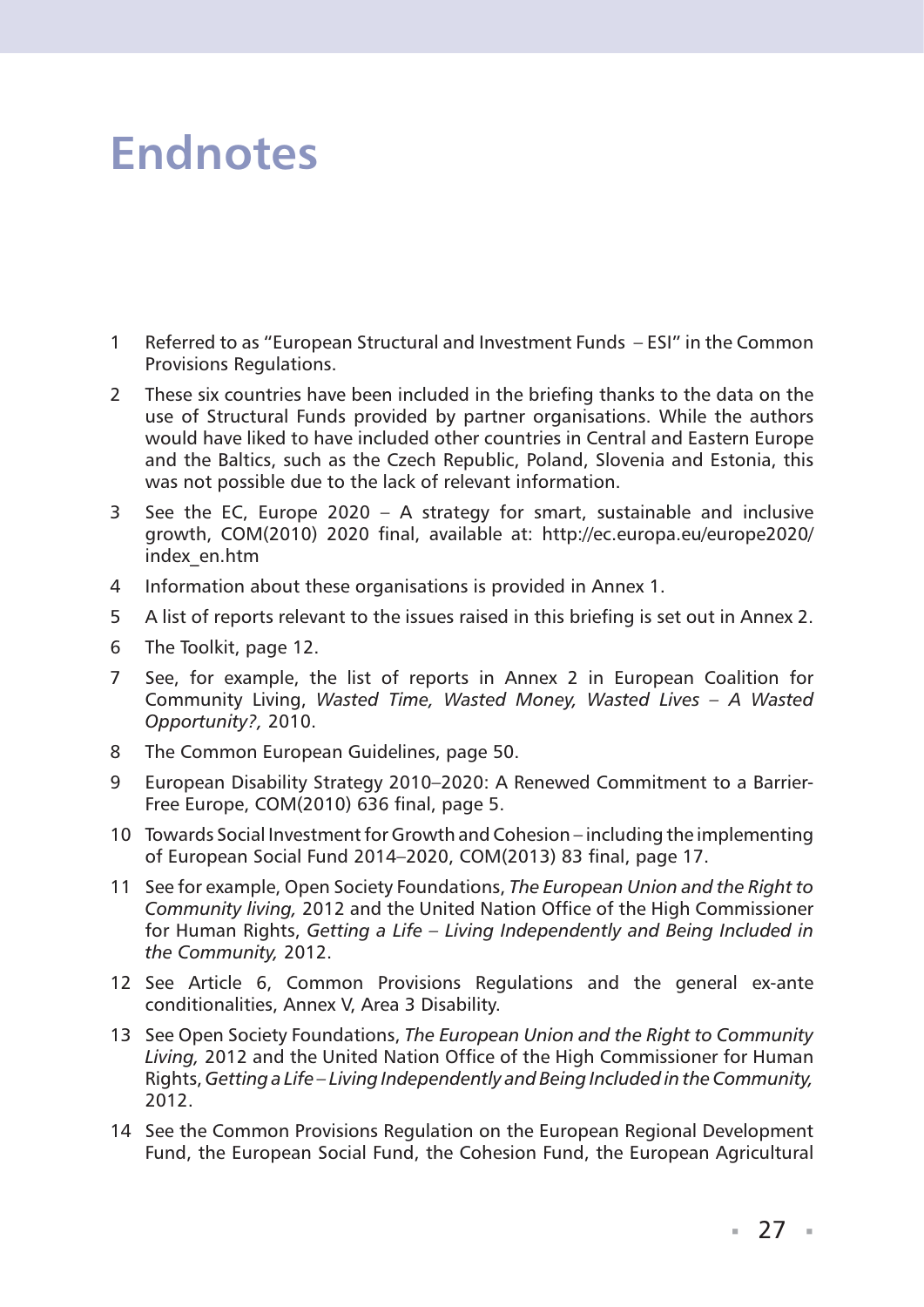# Endnotes

1. Referred to as "European Structural and Investment Funds – ESI" in the Common Provisions Regulations.
2. These six countries have been included in the briefing thanks to the data on the use of Structural Funds provided by partner organisations. While the authors would have liked to have included other countries in Central and Eastern Europe and the Baltics, such as the Czech Republic, Poland, Slovenia and Estonia, this was not possible due to the lack of relevant information.
3. See the EC, Europe 2020 – A strategy for smart, sustainable and inclusive growth, COM(2010) 2020 final, available at: http://ec.europa.eu/europe2020/index_en.htm
4. Information about these organisations is provided in Annex 1.
5. A list of reports relevant to the issues raised in this briefing is set out in Annex 2.
6. The Toolkit, page 12.
7. See, for example, the list of reports in Annex 2 in European Coalition for Community Living, *Wasted Time, Wasted Money, Wasted Lives – A Wasted Opportunity?,* 2010.
8. The Common European Guidelines, page 50.
9. European Disability Strategy 2010–2020: A Renewed Commitment to a Barrier-Free Europe, COM(2010) 636 final, page 5.
10. Towards Social Investment for Growth and Cohesion – including the implementing of European Social Fund 2014–2020, COM(2013) 83 final, page 17.
11. See for example, Open Society Foundations, *The European Union and the Right to Community living,* 2012 and the United Nation Office of the High Commissioner for Human Rights, *Getting a Life – Living Independently and Being Included in the Community,* 2012.
12. See Article 6, Common Provisions Regulations and the general ex-ante conditionalities, Annex V, Area 3 Disability.
13. See Open Society Foundations, *The European Union and the Right to Community Living,* 2012 and the United Nation Office of the High Commissioner for Human Rights, *Getting a Life – Living Independently and Being Included in the Community,* 2012.
14. See the Common Provisions Regulation on the European Regional Development Fund, the European Social Fund, the Cohesion Fund, the European Agricultural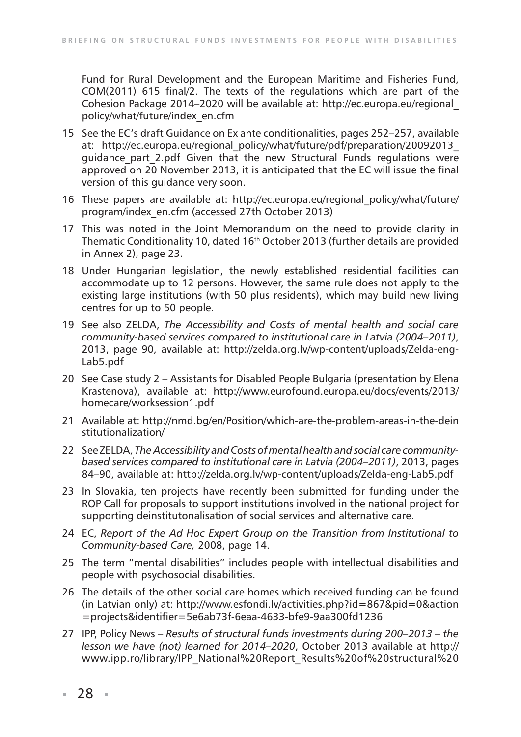Fund for Rural Development and the European Maritime and Fisheries Fund, COM(2011) 615 final/2. The texts of the regulations which are part of the Cohesion Package 2014–2020 will be available at: http://ec.europa.eu/regional_policy/what/future/index_en.cfm

15 See the EC's draft Guidance on Ex ante conditionalities, pages 252–257, available at: http://ec.europa.eu/regional_policy/what/future/pdf/preparation/20092013_guidance_part_2.pdf Given that the new Structural Funds regulations were approved on 20 November 2013, it is anticipated that the EC will issue the final version of this guidance very soon.

16 These papers are available at: http://ec.europa.eu/regional_policy/what/future/program/index_en.cfm (accessed 27th October 2013)

17 This was noted in the Joint Memorandum on the need to provide clarity in Thematic Conditionality 10, dated 16th October 2013 (further details are provided in Annex 2), page 23.

18 Under Hungarian legislation, the newly established residential facilities can accommodate up to 12 persons. However, the same rule does not apply to the existing large institutions (with 50 plus residents), which may build new living centres for up to 50 people.

19 See also ZELDA, *The Accessibility and Costs of mental health and social care community-based services compared to institutional care in Latvia (2004–2011)*, 2013, page 90, available at: http://zelda.org.lv/wp-content/uploads/Zelda-eng-Lab5.pdf

20 See Case study 2 – Assistants for Disabled People Bulgaria (presentation by Elena Krastenova), available at: http://www.eurofound.europa.eu/docs/events/2013/homecare/worksession1.pdf

21 Available at: http://nmd.bg/en/Position/which-are-the-problem-areas-in-the-deinstitutionalization/

22 See ZELDA, *The Accessibility and Costs of mental health and social care community-based services compared to institutional care in Latvia (2004–2011)*, 2013, pages 84–90, available at: http://zelda.org.lv/wp-content/uploads/Zelda-eng-Lab5.pdf

23 In Slovakia, ten projects have recently been submitted for funding under the ROP Call for proposals to support institutions involved in the national project for supporting deinstitutonalisation of social services and alternative care.

24 EC, *Report of the Ad Hoc Expert Group on the Transition from Institutional to Community-based Care,* 2008, page 14.

25 The term "mental disabilities" includes people with intellectual disabilities and people with psychosocial disabilities.

26 The details of the other social care homes which received funding can be found (in Latvian only) at: http://www.esfondi.lv/activities.php?id=867&pid=0&action=projects&identifier=5e6ab73f-6eaa-4633-bfe9-9aa300fd1236

27 IPP, Policy News – *Results of structural funds investments during 200–2013 – the lesson we have (not) learned for 2014–2020*, October 2013 available at http://www.ipp.ro/library/IPP_National%20Report_Results%20of%20structural%20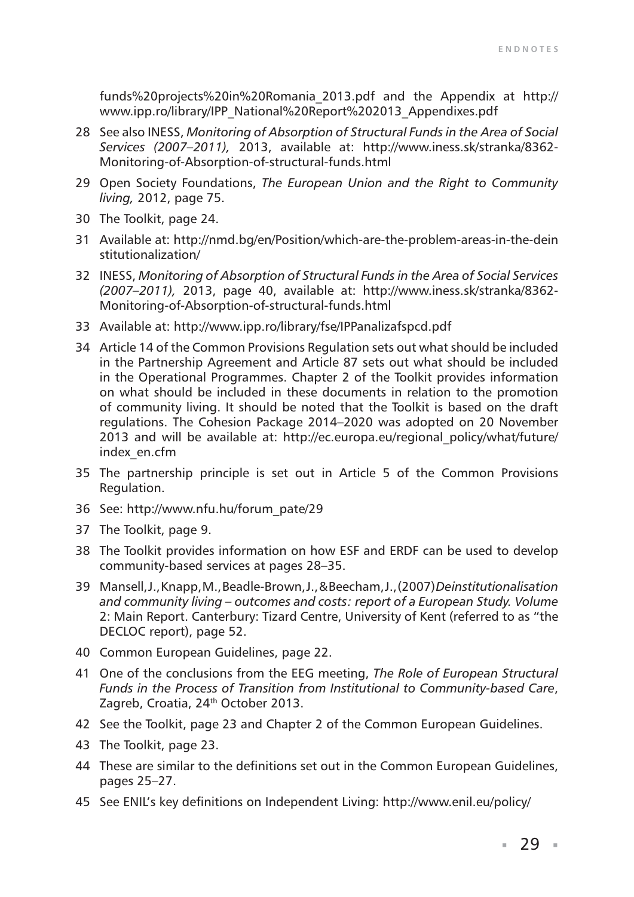funds%20projects%20in%20Romania_2013.pdf and the Appendix at http://www.ipp.ro/library/IPP_National%20Report%202013_Appendixes.pdf

28 See also INESS, *Monitoring of Absorption of Structural Funds in the Area of Social Services (2007–2011),* 2013, available at: http://www.iness.sk/stranka/8362-Monitoring-of-Absorption-of-structural-funds.html

29 Open Society Foundations, *The European Union and the Right to Community living,* 2012, page 75.

30 The Toolkit, page 24.

31 Available at: http://nmd.bg/en/Position/which-are-the-problem-areas-in-the-deinstitutionalization/

32 INESS, *Monitoring of Absorption of Structural Funds in the Area of Social Services (2007–2011),* 2013, page 40, available at: http://www.iness.sk/stranka/8362-Monitoring-of-Absorption-of-structural-funds.html

33 Available at: http://www.ipp.ro/library/fse/IPPanalizafspcd.pdf

34 Article 14 of the Common Provisions Regulation sets out what should be included in the Partnership Agreement and Article 87 sets out what should be included in the Operational Programmes. Chapter 2 of the Toolkit provides information on what should be included in these documents in relation to the promotion of community living. It should be noted that the Toolkit is based on the draft regulations. The Cohesion Package 2014–2020 was adopted on 20 November 2013 and will be available at: http://ec.europa.eu/regional_policy/what/future/index_en.cfm

35 The partnership principle is set out in Article 5 of the Common Provisions Regulation.

36 See: http://www.nfu.hu/forum_pate/29

37 The Toolkit, page 9.

38 The Toolkit provides information on how ESF and ERDF can be used to develop community-based services at pages 28–35.

39 Mansell, J., Knapp, M., Beadle-Brown, J., & Beecham, J., (2007) *Deinstitutionalisation and community living – outcomes and costs: report of a European Study. Volume* 2: Main Report. Canterbury: Tizard Centre, University of Kent (referred to as "the DECLOC report), page 52.

40 Common European Guidelines, page 22.

41 One of the conclusions from the EEG meeting, *The Role of European Structural Funds in the Process of Transition from Institutional to Community-based Care*, Zagreb, Croatia, 24th October 2013.

42 See the Toolkit, page 23 and Chapter 2 of the Common European Guidelines.

43 The Toolkit, page 23.

44 These are similar to the definitions set out in the Common European Guidelines, pages 25–27.

45 See ENIL's key definitions on Independent Living: http://www.enil.eu/policy/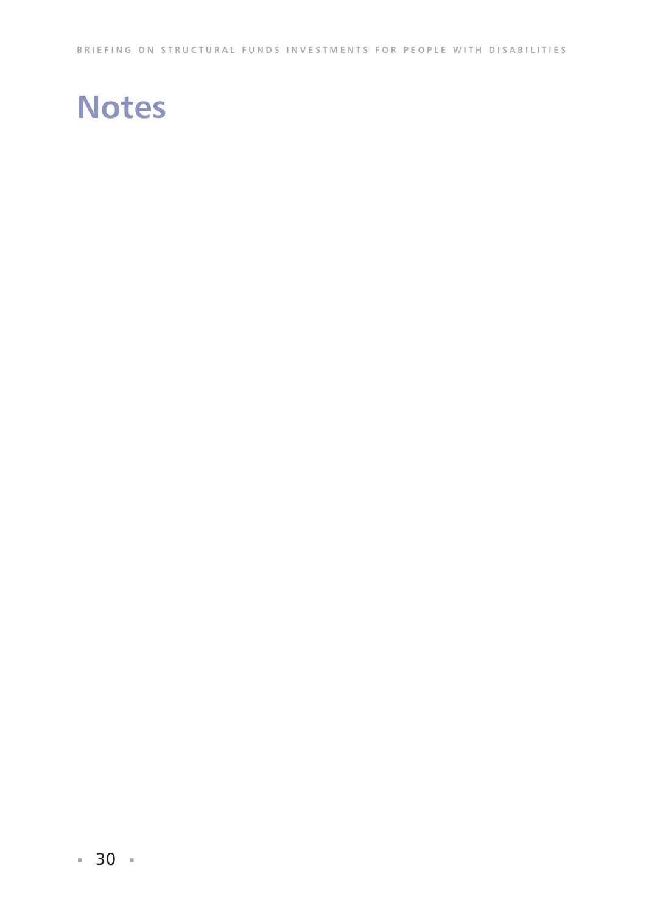# Notes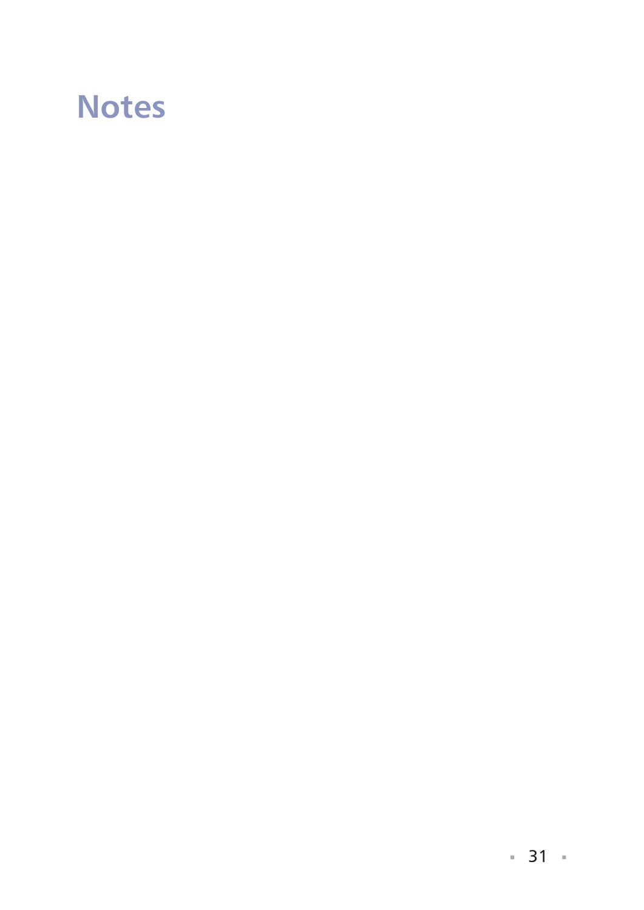# Notes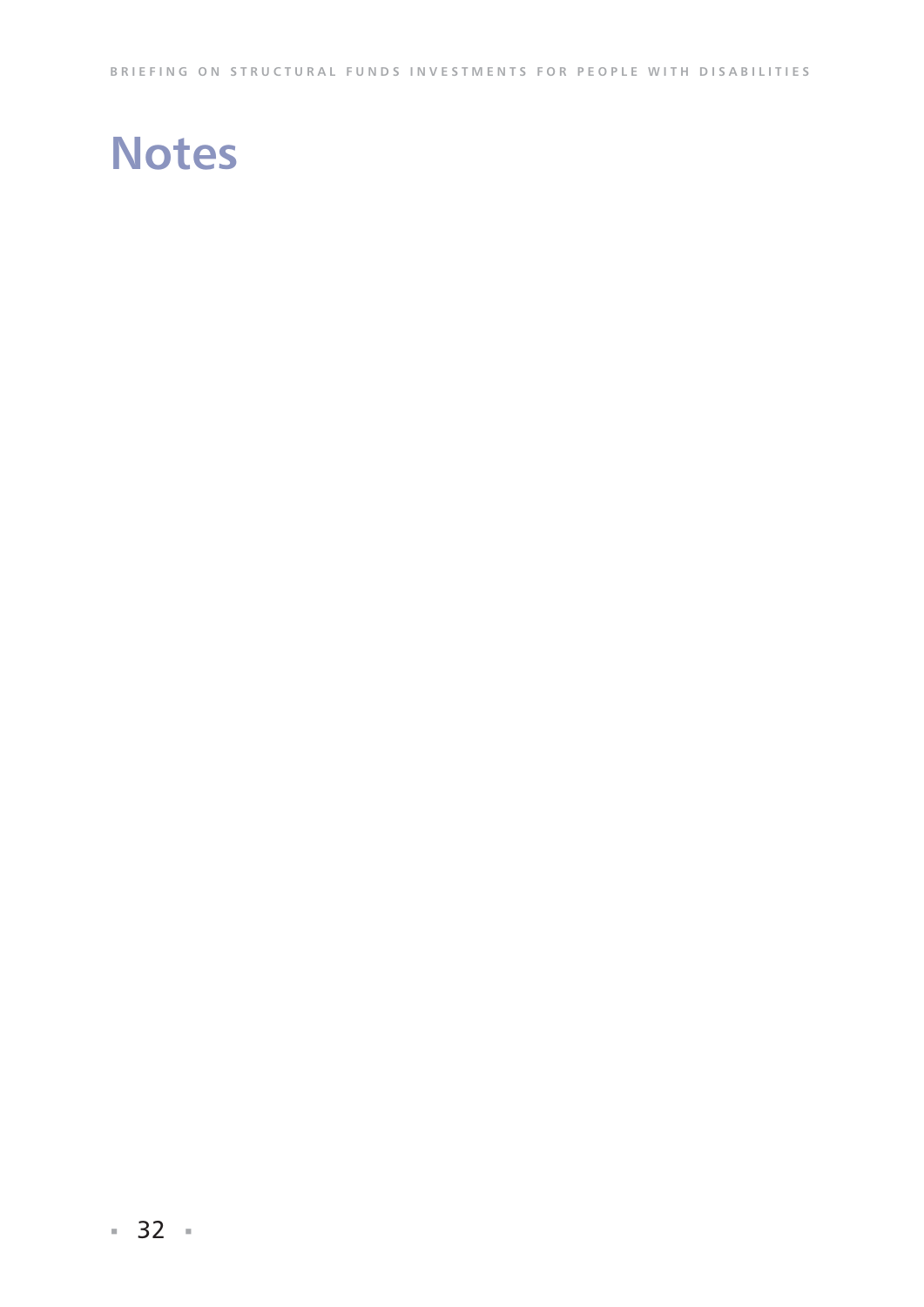# Notes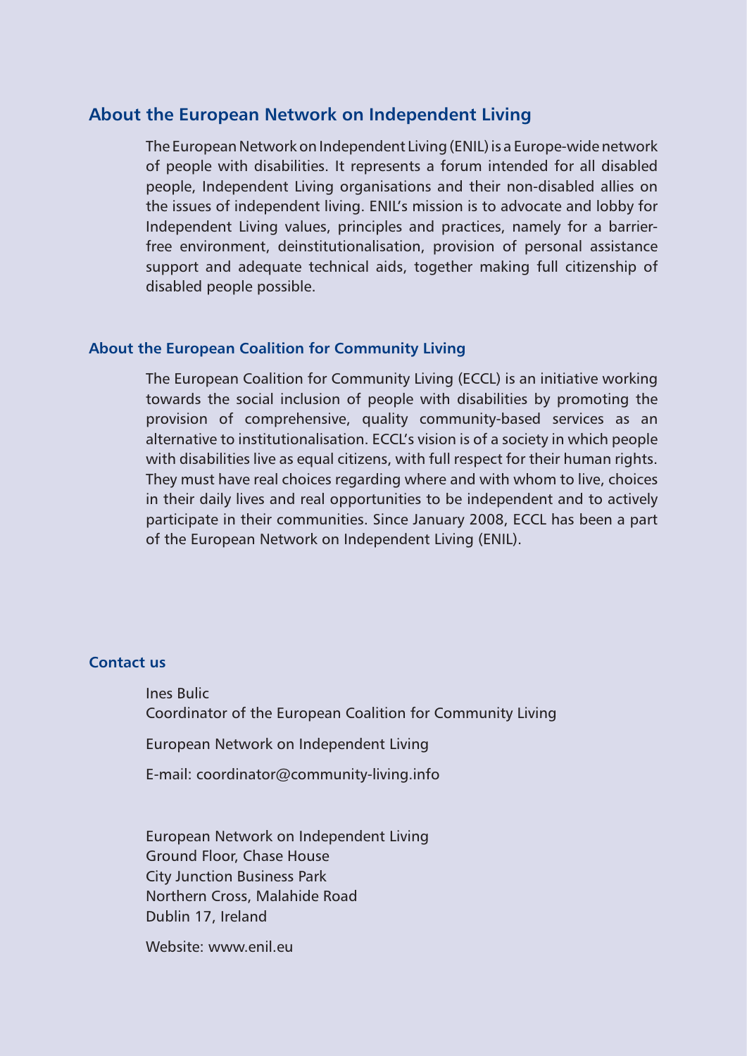## About the European Network on Independent Living

The European Network on Independent Living (ENIL) is a Europe-wide network of people with disabilities. It represents a forum intended for all disabled people, Independent Living organisations and their non-disabled allies on the issues of independent living. ENIL's mission is to advocate and lobby for Independent Living values, principles and practices, namely for a barrier-free environment, deinstitutionalisation, provision of personal assistance support and adequate technical aids, together making full citizenship of disabled people possible.

### About the European Coalition for Community Living

The European Coalition for Community Living (ECCL) is an initiative working towards the social inclusion of people with disabilities by promoting the provision of comprehensive, quality community-based services as an alternative to institutionalisation. ECCL's vision is of a society in which people with disabilities live as equal citizens, with full respect for their human rights. They must have real choices regarding where and with whom to live, choices in their daily lives and real opportunities to be independent and to actively participate in their communities. Since January 2008, ECCL has been a part of the European Network on Independent Living (ENIL).

### Contact us

Ines Bulic
Coordinator of the European Coalition for Community Living

European Network on Independent Living

E-mail: coordinator@community-living.info

European Network on Independent Living
Ground Floor, Chase House
City Junction Business Park
Northern Cross, Malahide Road
Dublin 17, Ireland

Website: www.enil.eu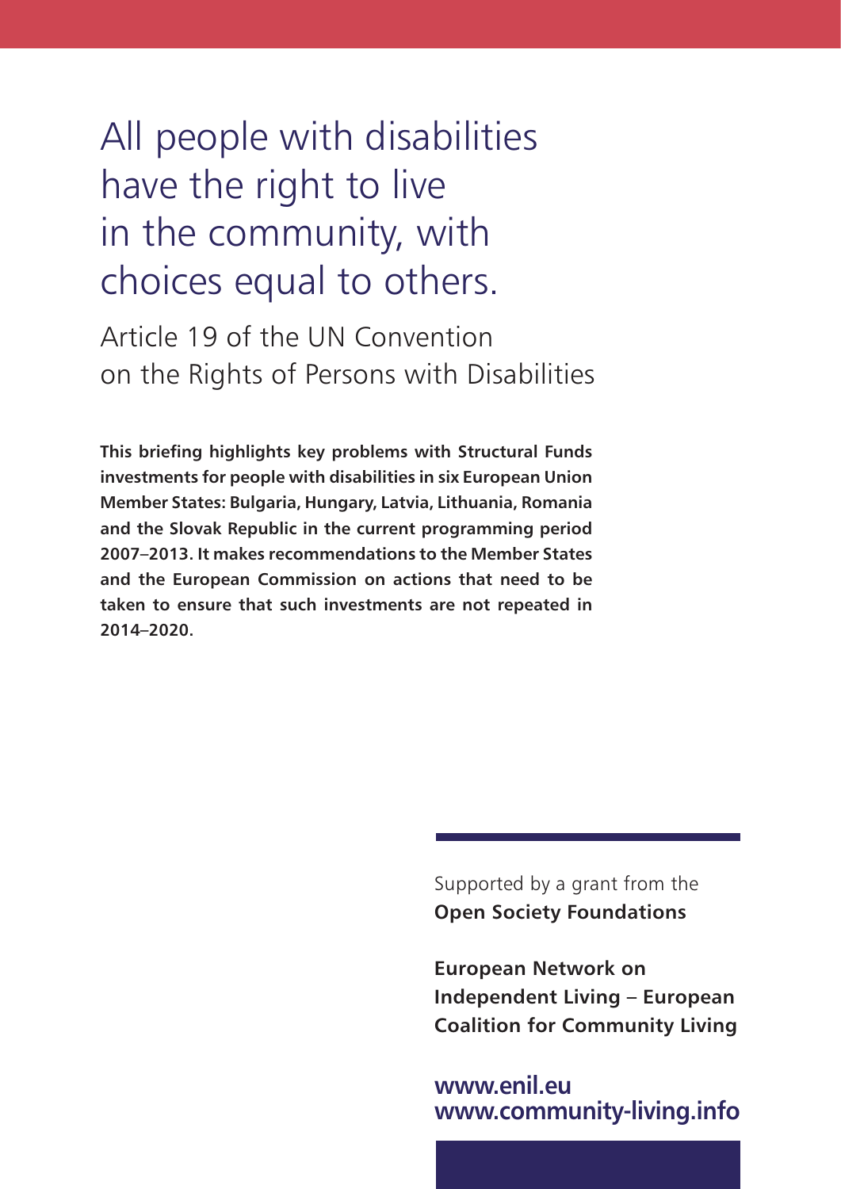# All people with disabilities have the right to live in the community, with choices equal to others.

Article 19 of the UN Convention on the Rights of Persons with Disabilities

**This briefing highlights key problems with Structural Funds investments for people with disabilities in six European Union Member States: Bulgaria, Hungary, Latvia, Lithuania, Romania and the Slovak Republic in the current programming period 2007–2013. It makes recommendations to the Member States and the European Commission on actions that need to be taken to ensure that such investments are not repeated in 2014–2020.**

Supported by a grant from the
**Open Society Foundations**

**European Network on Independent Living – European Coalition for Community Living**

**www.enil.eu**
**www.community-living.info**